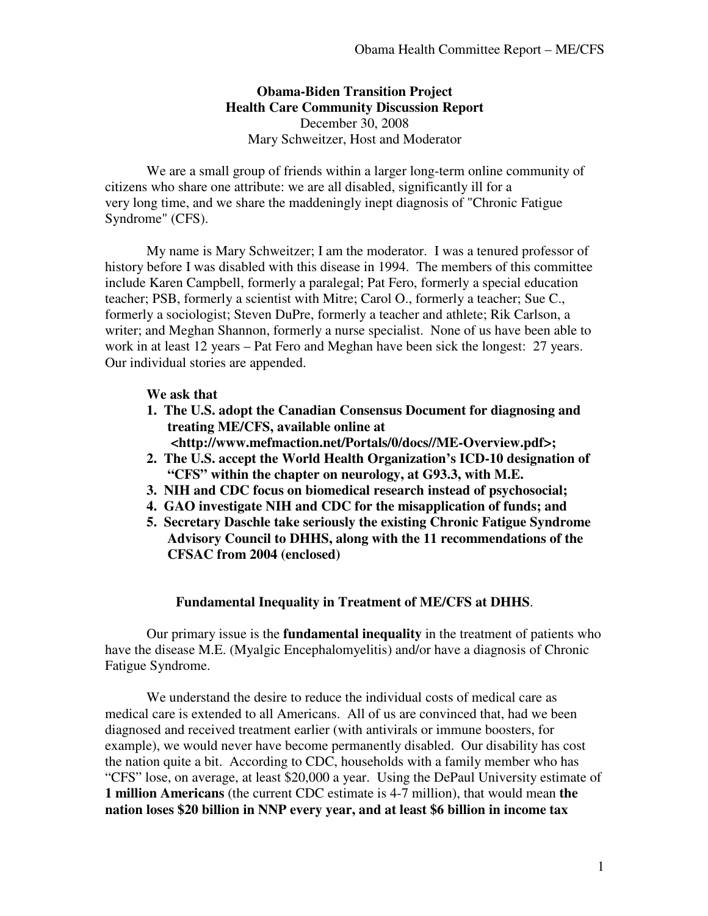**Obama-Biden Transition Project**
**Health Care Community Discussion Report**
December 30, 2008
Mary Schweitzer, Host and Moderator

We are a small group of friends within a larger long-term online community of citizens who share one attribute: we are all disabled, significantly ill for a very long time, and we share the maddeningly inept diagnosis of "Chronic Fatigue Syndrome" (CFS).

My name is Mary Schweitzer; I am the moderator. I was a tenured professor of history before I was disabled with this disease in 1994. The members of this committee include Karen Campbell, formerly a paralegal; Pat Fero, formerly a special education teacher; PSB, formerly a scientist with Mitre; Carol O., formerly a teacher; Sue C., formerly a sociologist; Steven DuPre, formerly a teacher and athlete; Rik Carlson, a writer; and Meghan Shannon, formerly a nurse specialist. None of us have been able to work in at least 12 years – Pat Fero and Meghan have been sick the longest: 27 years. Our individual stories are appended.

**We ask that**

1. **The U.S. adopt the Canadian Consensus Document for diagnosing and treating ME/CFS, available online at <http://www.mefmaction.net/Portals/0/docs//ME-Overview.pdf>;**
2. **The U.S. accept the World Health Organization's ICD-10 designation of "CFS" within the chapter on neurology, at G93.3, with M.E.**
3. **NIH and CDC focus on biomedical research instead of psychosocial;**
4. **GAO investigate NIH and CDC for the misapplication of funds; and**
5. **Secretary Daschle take seriously the existing Chronic Fatigue Syndrome Advisory Council to DHHS, along with the 11 recommendations of the CFSAC from 2004 (enclosed)**

## Fundamental Inequality in Treatment of ME/CFS at DHHS.

Our primary issue is the **fundamental inequality** in the treatment of patients who have the disease M.E. (Myalgic Encephalomyelitis) and/or have a diagnosis of Chronic Fatigue Syndrome.

We understand the desire to reduce the individual costs of medical care as medical care is extended to all Americans. All of us are convinced that, had we been diagnosed and received treatment earlier (with antivirals or immune boosters, for example), we would never have become permanently disabled. Our disability has cost the nation quite a bit. According to CDC, households with a family member who has "CFS" lose, on average, at least $20,000 a year. Using the DePaul University estimate of **1 million Americans** (the current CDC estimate is 4-7 million), that would mean **the nation loses $20 billion in NNP every year, and at least $6 billion in income tax**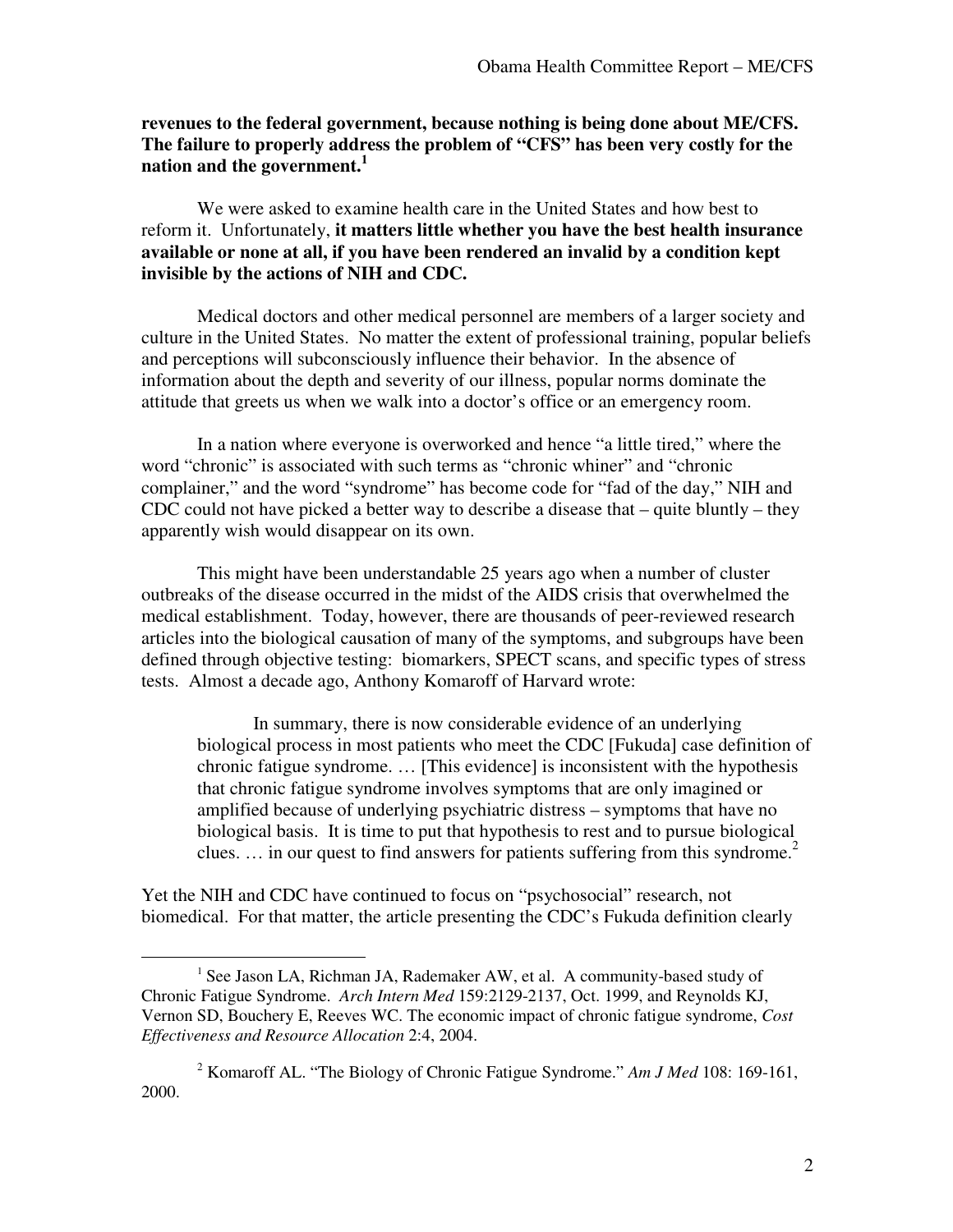**revenues to the federal government, because nothing is being done about ME/CFS. The failure to properly address the problem of "CFS" has been very costly for the nation and the government.**[1]

We were asked to examine health care in the United States and how best to reform it. Unfortunately, **it matters little whether you have the best health insurance available or none at all, if you have been rendered an invalid by a condition kept invisible by the actions of NIH and CDC.**

Medical doctors and other medical personnel are members of a larger society and culture in the United States. No matter the extent of professional training, popular beliefs and perceptions will subconsciously influence their behavior. In the absence of information about the depth and severity of our illness, popular norms dominate the attitude that greets us when we walk into a doctor's office or an emergency room.

In a nation where everyone is overworked and hence "a little tired," where the word "chronic" is associated with such terms as "chronic whiner" and "chronic complainer," and the word "syndrome" has become code for "fad of the day," NIH and CDC could not have picked a better way to describe a disease that – quite bluntly – they apparently wish would disappear on its own.

This might have been understandable 25 years ago when a number of cluster outbreaks of the disease occurred in the midst of the AIDS crisis that overwhelmed the medical establishment. Today, however, there are thousands of peer-reviewed research articles into the biological causation of many of the symptoms, and subgroups have been defined through objective testing: biomarkers, SPECT scans, and specific types of stress tests. Almost a decade ago, Anthony Komaroff of Harvard wrote:

> In summary, there is now considerable evidence of an underlying biological process in most patients who meet the CDC [Fukuda] case definition of chronic fatigue syndrome. … [This evidence] is inconsistent with the hypothesis that chronic fatigue syndrome involves symptoms that are only imagined or amplified because of underlying psychiatric distress – symptoms that have no biological basis. It is time to put that hypothesis to rest and to pursue biological clues. … in our quest to find answers for patients suffering from this syndrome.[2]

Yet the NIH and CDC have continued to focus on "psychosocial" research, not biomedical. For that matter, the article presenting the CDC's Fukuda definition clearly

---

[1] See Jason LA, Richman JA, Rademaker AW, et al. A community-based study of Chronic Fatigue Syndrome. *Arch Intern Med* 159:2129-2137, Oct. 1999, and Reynolds KJ, Vernon SD, Bouchery E, Reeves WC. The economic impact of chronic fatigue syndrome, *Cost Effectiveness and Resource Allocation* 2:4, 2004.

[2] Komaroff AL. "The Biology of Chronic Fatigue Syndrome." *Am J Med* 108: 169-161, 2000.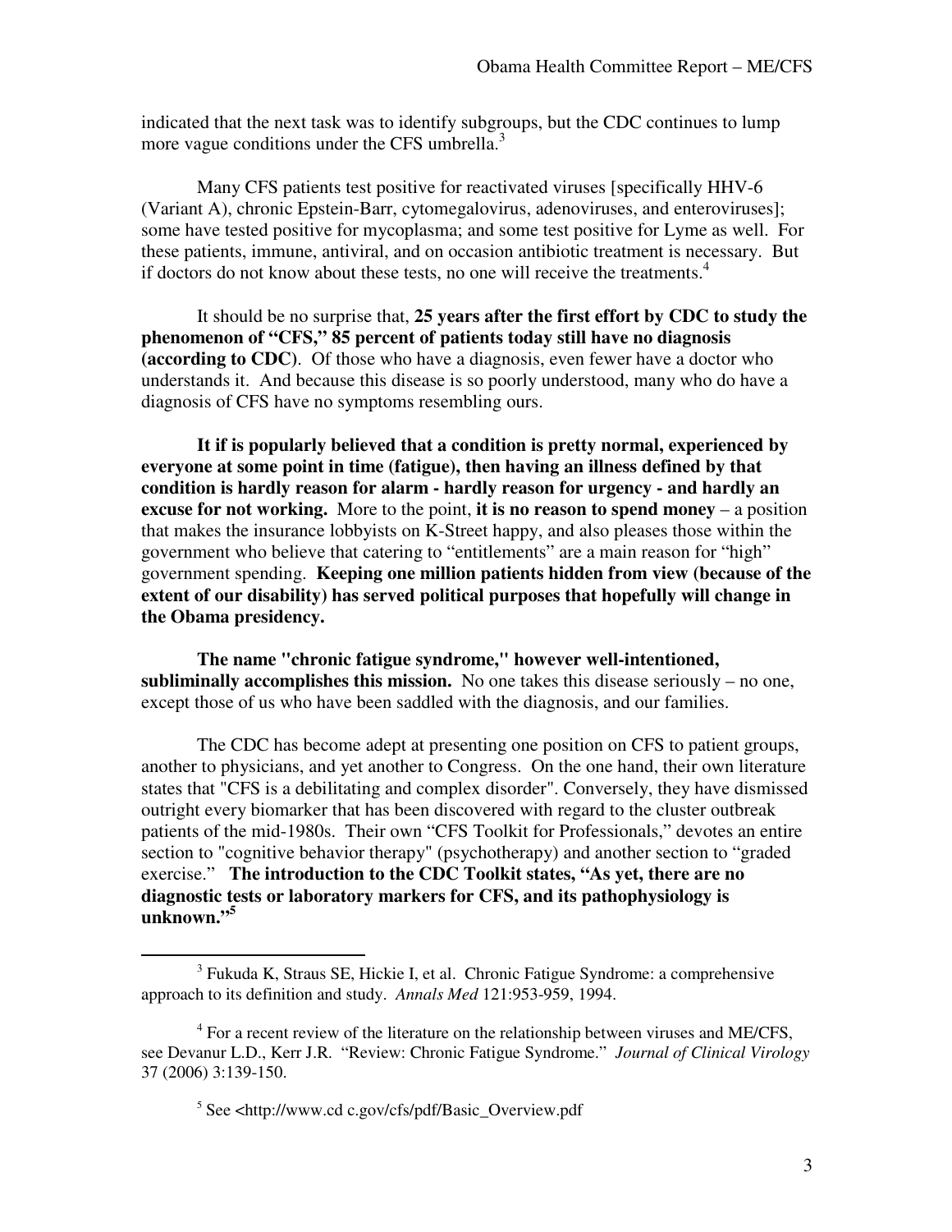indicated that the next task was to identify subgroups, but the CDC continues to lump more vague conditions under the CFS umbrella.[3]

Many CFS patients test positive for reactivated viruses [specifically HHV-6 (Variant A), chronic Epstein-Barr, cytomegalovirus, adenoviruses, and enteroviruses]; some have tested positive for mycoplasma; and some test positive for Lyme as well. For these patients, immune, antiviral, and on occasion antibiotic treatment is necessary. But if doctors do not know about these tests, no one will receive the treatments.[4]

It should be no surprise that, **25 years after the first effort by CDC to study the phenomenon of "CFS," 85 percent of patients today still have no diagnosis (according to CDC)**. Of those who have a diagnosis, even fewer have a doctor who understands it. And because this disease is so poorly understood, many who do have a diagnosis of CFS have no symptoms resembling ours.

**It if is popularly believed that a condition is pretty normal, experienced by everyone at some point in time (fatigue), then having an illness defined by that condition is hardly reason for alarm - hardly reason for urgency - and hardly an excuse for not working.** More to the point, **it is no reason to spend money** – a position that makes the insurance lobbyists on K-Street happy, and also pleases those within the government who believe that catering to "entitlements" are a main reason for "high" government spending. **Keeping one million patients hidden from view (because of the extent of our disability) has served political purposes that hopefully will change in the Obama presidency.**

**The name "chronic fatigue syndrome," however well-intentioned, subliminally accomplishes this mission.** No one takes this disease seriously – no one, except those of us who have been saddled with the diagnosis, and our families.

The CDC has become adept at presenting one position on CFS to patient groups, another to physicians, and yet another to Congress. On the one hand, their own literature states that "CFS is a debilitating and complex disorder". Conversely, they have dismissed outright every biomarker that has been discovered with regard to the cluster outbreak patients of the mid-1980s. Their own "CFS Toolkit for Professionals," devotes an entire section to "cognitive behavior therapy" (psychotherapy) and another section to "graded exercise." **The introduction to the CDC Toolkit states, "As yet, there are no diagnostic tests or laboratory markers for CFS, and its pathophysiology is unknown."[5]**

---

[3] Fukuda K, Straus SE, Hickie I, et al. Chronic Fatigue Syndrome: a comprehensive approach to its definition and study. *Annals Med* 121:953-959, 1994.

[4] For a recent review of the literature on the relationship between viruses and ME/CFS, see Devanur L.D., Kerr J.R. "Review: Chronic Fatigue Syndrome." *Journal of Clinical Virology* 37 (2006) 3:139-150.

[5] See <http://www.cd c.gov/cfs/pdf/Basic_Overview.pdf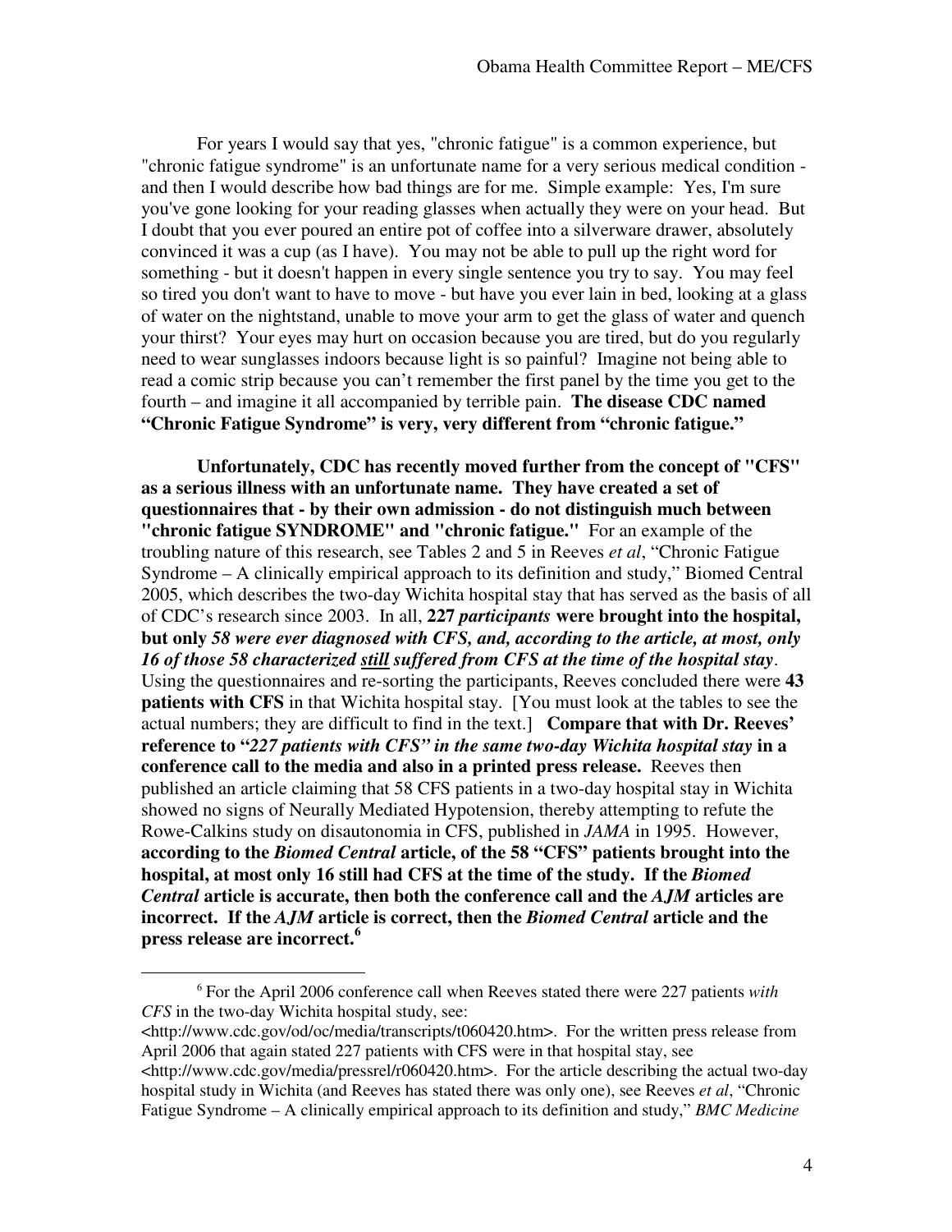For years I would say that yes, "chronic fatigue" is a common experience, but "chronic fatigue syndrome" is an unfortunate name for a very serious medical condition - and then I would describe how bad things are for me. Simple example: Yes, I'm sure you've gone looking for your reading glasses when actually they were on your head. But I doubt that you ever poured an entire pot of coffee into a silverware drawer, absolutely convinced it was a cup (as I have). You may not be able to pull up the right word for something - but it doesn't happen in every single sentence you try to say. You may feel so tired you don't want to have to move - but have you ever lain in bed, looking at a glass of water on the nightstand, unable to move your arm to get the glass of water and quench your thirst? Your eyes may hurt on occasion because you are tired, but do you regularly need to wear sunglasses indoors because light is so painful? Imagine not being able to read a comic strip because you can't remember the first panel by the time you get to the fourth – and imagine it all accompanied by terrible pain. **The disease CDC named "Chronic Fatigue Syndrome" is very, very different from "chronic fatigue."**

**Unfortunately, CDC has recently moved further from the concept of "CFS" as a serious illness with an unfortunate name. They have created a set of questionnaires that - by their own admission - do not distinguish much between "chronic fatigue SYNDROME" and "chronic fatigue."** For an example of the troubling nature of this research, see Tables 2 and 5 in Reeves *et al*, "Chronic Fatigue Syndrome – A clinically empirical approach to its definition and study," Biomed Central 2005, which describes the two-day Wichita hospital stay that has served as the basis of all of CDC's research since 2003. In all, **227 *participants* were brought into the hospital, but only *58 were ever diagnosed with CFS, and, according to the article, at most, only 16 of those 58 characterized <u>still</u> suffered from CFS at the time of the hospital stay*.** Using the questionnaires and re-sorting the participants, Reeves concluded there were **43 patients with CFS** in that Wichita hospital stay. [You must look at the tables to see the actual numbers; they are difficult to find in the text.] **Compare that with Dr. Reeves' reference to "*227 patients with CFS" in the same two-day Wichita hospital stay* in a conference call to the media and also in a printed press release.** Reeves then published an article claiming that 58 CFS patients in a two-day hospital stay in Wichita showed no signs of Neurally Mediated Hypotension, thereby attempting to refute the Rowe-Calkins study on disautonomia in CFS, published in *JAMA* in 1995. However, **according to the *Biomed Central* article, of the 58 "CFS" patients brought into the hospital, at most only 16 still had CFS at the time of the study. If the *Biomed Central* article is accurate, then both the conference call and the *AJM* articles are incorrect. If the *AJM* article is correct, then the *Biomed Central* article and the press release are incorrect.**[6]

---

[6] For the April 2006 conference call when Reeves stated there were 227 patients *with CFS* in the two-day Wichita hospital study, see: <http://www.cdc.gov/od/oc/media/transcripts/t060420.htm>. For the written press release from April 2006 that again stated 227 patients with CFS were in that hospital stay, see <http://www.cdc.gov/media/pressrel/r060420.htm>. For the article describing the actual two-day hospital study in Wichita (and Reeves has stated there was only one), see Reeves *et al*, "Chronic Fatigue Syndrome – A clinically empirical approach to its definition and study," *BMC Medicine*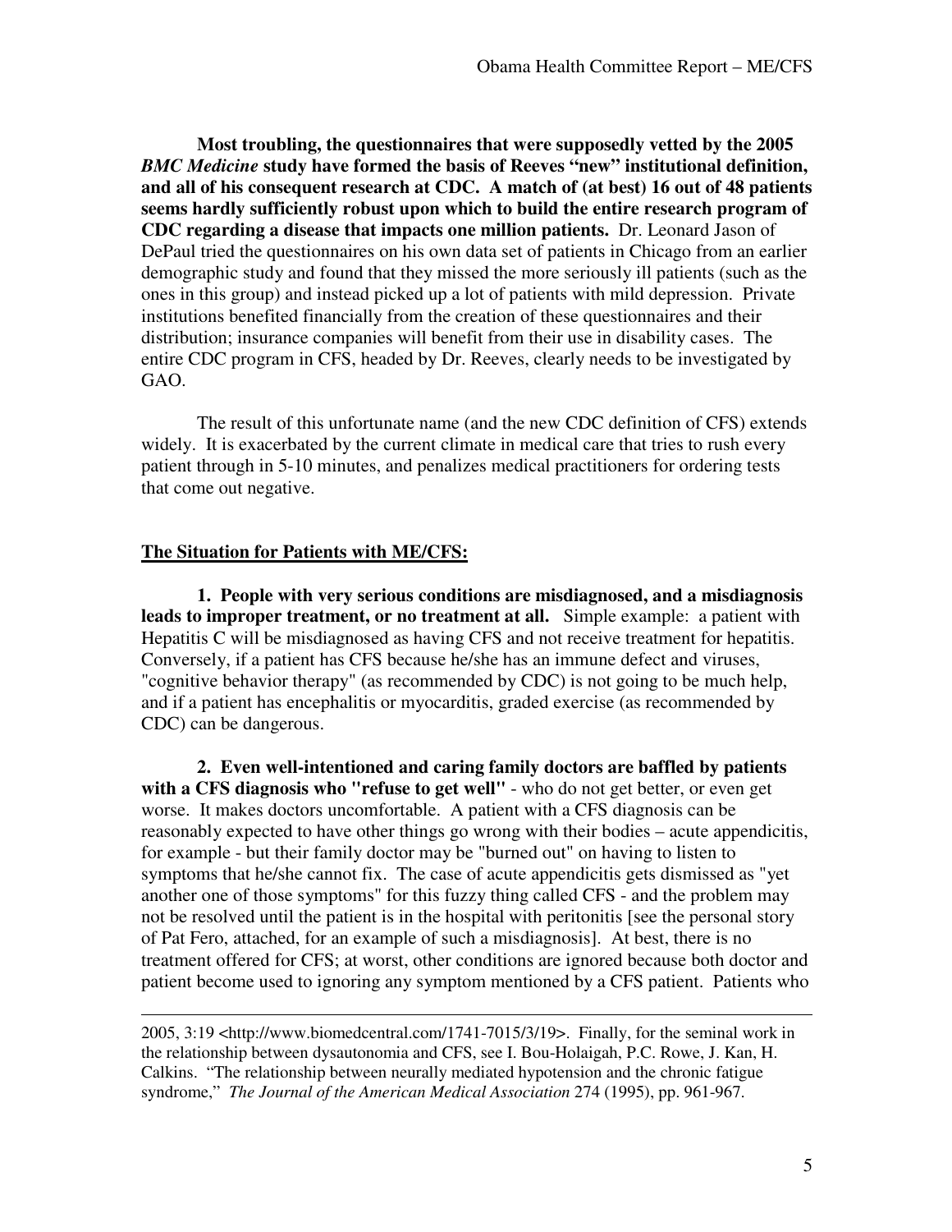**Most troubling, the questionnaires that were supposedly vetted by the 2005 *BMC Medicine* study have formed the basis of Reeves "new" institutional definition, and all of his consequent research at CDC. A match of (at best) 16 out of 48 patients seems hardly sufficiently robust upon which to build the entire research program of CDC regarding a disease that impacts one million patients.** Dr. Leonard Jason of DePaul tried the questionnaires on his own data set of patients in Chicago from an earlier demographic study and found that they missed the more seriously ill patients (such as the ones in this group) and instead picked up a lot of patients with mild depression. Private institutions benefited financially from the creation of these questionnaires and their distribution; insurance companies will benefit from their use in disability cases. The entire CDC program in CFS, headed by Dr. Reeves, clearly needs to be investigated by GAO.

The result of this unfortunate name (and the new CDC definition of CFS) extends widely. It is exacerbated by the current climate in medical care that tries to rush every patient through in 5-10 minutes, and penalizes medical practitioners for ordering tests that come out negative.

## The Situation for Patients with ME/CFS:

**1. People with very serious conditions are misdiagnosed, and a misdiagnosis leads to improper treatment, or no treatment at all.** Simple example: a patient with Hepatitis C will be misdiagnosed as having CFS and not receive treatment for hepatitis. Conversely, if a patient has CFS because he/she has an immune defect and viruses, "cognitive behavior therapy" (as recommended by CDC) is not going to be much help, and if a patient has encephalitis or myocarditis, graded exercise (as recommended by CDC) can be dangerous.

**2. Even well-intentioned and caring family doctors are baffled by patients with a CFS diagnosis who "refuse to get well"** - who do not get better, or even get worse. It makes doctors uncomfortable. A patient with a CFS diagnosis can be reasonably expected to have other things go wrong with their bodies – acute appendicitis, for example - but their family doctor may be "burned out" on having to listen to symptoms that he/she cannot fix. The case of acute appendicitis gets dismissed as "yet another one of those symptoms" for this fuzzy thing called CFS - and the problem may not be resolved until the patient is in the hospital with peritonitis [see the personal story of Pat Fero, attached, for an example of such a misdiagnosis]. At best, there is no treatment offered for CFS; at worst, other conditions are ignored because both doctor and patient become used to ignoring any symptom mentioned by a CFS patient. Patients who

---

2005, 3:19 <http://www.biomedcentral.com/1741-7015/3/19>. Finally, for the seminal work in the relationship between dysautonomia and CFS, see I. Bou-Holaigah, P.C. Rowe, J. Kan, H. Calkins. "The relationship between neurally mediated hypotension and the chronic fatigue syndrome," *The Journal of the American Medical Association* 274 (1995), pp. 961-967.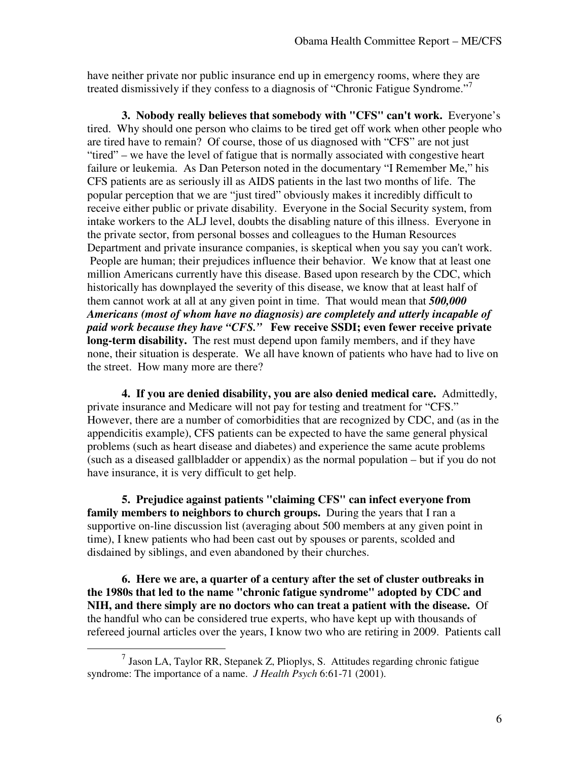have neither private nor public insurance end up in emergency rooms, where they are treated dismissively if they confess to a diagnosis of "Chronic Fatigue Syndrome."[7]

**3. Nobody really believes that somebody with "CFS" can't work.** Everyone's tired. Why should one person who claims to be tired get off work when other people who are tired have to remain? Of course, those of us diagnosed with "CFS" are not just "tired" – we have the level of fatigue that is normally associated with congestive heart failure or leukemia. As Dan Peterson noted in the documentary "I Remember Me," his CFS patients are as seriously ill as AIDS patients in the last two months of life. The popular perception that we are "just tired" obviously makes it incredibly difficult to receive either public or private disability. Everyone in the Social Security system, from intake workers to the ALJ level, doubts the disabling nature of this illness. Everyone in the private sector, from personal bosses and colleagues to the Human Resources Department and private insurance companies, is skeptical when you say you can't work. People are human; their prejudices influence their behavior. We know that at least one million Americans currently have this disease. Based upon research by the CDC, which historically has downplayed the severity of this disease, we know that at least half of them cannot work at all at any given point in time. That would mean that ***500,000 Americans (most of whom have no diagnosis) are completely and utterly incapable of paid work because they have "CFS."*** **Few receive SSDI; even fewer receive private long-term disability.** The rest must depend upon family members, and if they have none, their situation is desperate. We all have known of patients who have had to live on the street. How many more are there?

**4. If you are denied disability, you are also denied medical care.** Admittedly, private insurance and Medicare will not pay for testing and treatment for "CFS." However, there are a number of comorbidities that are recognized by CDC, and (as in the appendicitis example), CFS patients can be expected to have the same general physical problems (such as heart disease and diabetes) and experience the same acute problems (such as a diseased gallbladder or appendix) as the normal population – but if you do not have insurance, it is very difficult to get help.

**5. Prejudice against patients "claiming CFS" can infect everyone from family members to neighbors to church groups.** During the years that I ran a supportive on-line discussion list (averaging about 500 members at any given point in time), I knew patients who had been cast out by spouses or parents, scolded and disdained by siblings, and even abandoned by their churches.

**6. Here we are, a quarter of a century after the set of cluster outbreaks in the 1980s that led to the name "chronic fatigue syndrome" adopted by CDC and NIH, and there simply are no doctors who can treat a patient with the disease.** Of the handful who can be considered true experts, who have kept up with thousands of refereed journal articles over the years, I know two who are retiring in 2009. Patients call

[7] Jason LA, Taylor RR, Stepanek Z, Plioplys, S. Attitudes regarding chronic fatigue syndrome: The importance of a name. *J Health Psych* 6:61-71 (2001).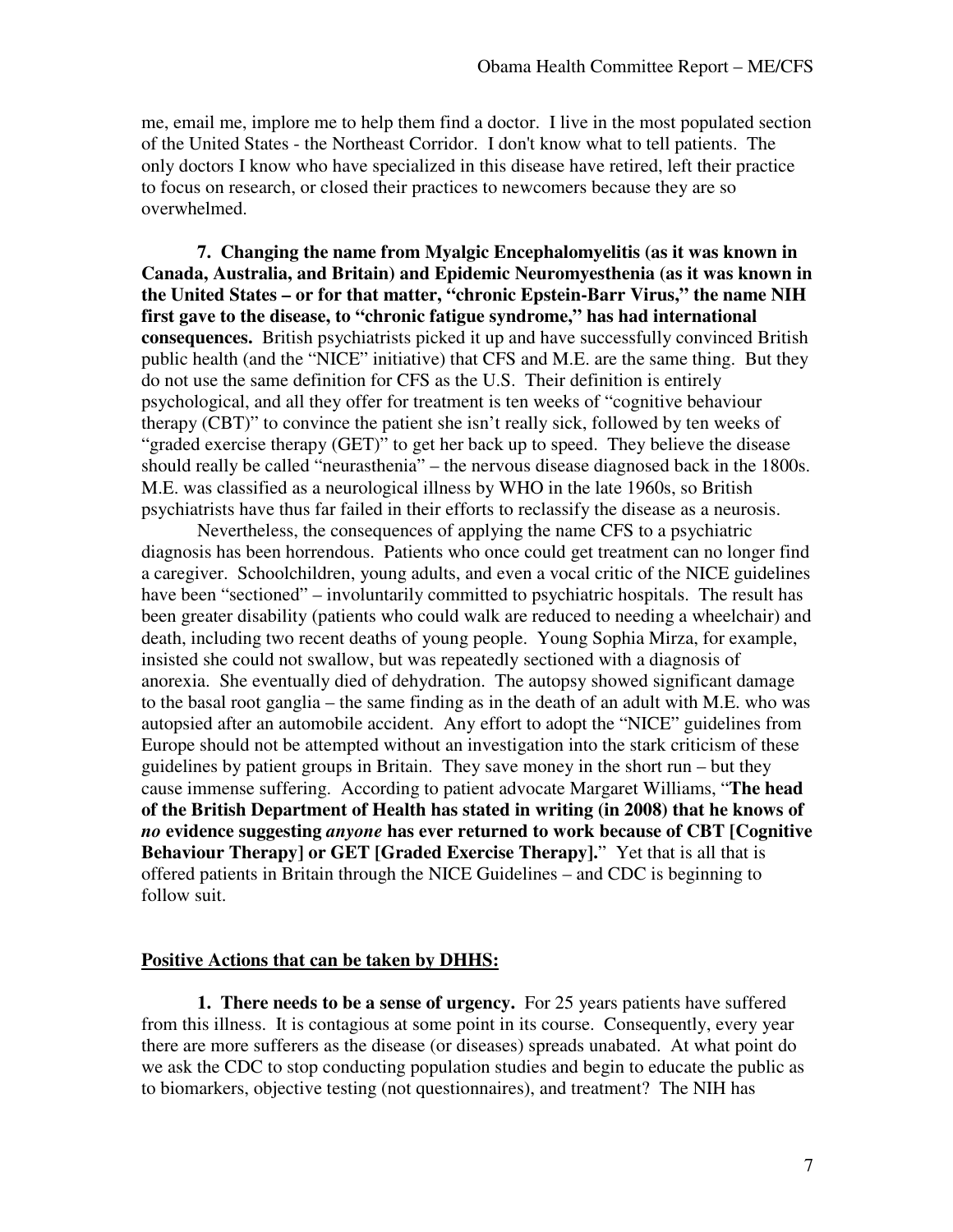me, email me, implore me to help them find a doctor. I live in the most populated section of the United States - the Northeast Corridor. I don't know what to tell patients. The only doctors I know who have specialized in this disease have retired, left their practice to focus on research, or closed their practices to newcomers because they are so overwhelmed.

**7. Changing the name from Myalgic Encephalomyelitis (as it was known in Canada, Australia, and Britain) and Epidemic Neuromyesthenia (as it was known in the United States – or for that matter, "chronic Epstein-Barr Virus," the name NIH first gave to the disease, to "chronic fatigue syndrome," has had international consequences.** British psychiatrists picked it up and have successfully convinced British public health (and the "NICE" initiative) that CFS and M.E. are the same thing. But they do not use the same definition for CFS as the U.S. Their definition is entirely psychological, and all they offer for treatment is ten weeks of "cognitive behaviour therapy (CBT)" to convince the patient she isn't really sick, followed by ten weeks of "graded exercise therapy (GET)" to get her back up to speed. They believe the disease should really be called "neurasthenia" – the nervous disease diagnosed back in the 1800s. M.E. was classified as a neurological illness by WHO in the late 1960s, so British psychiatrists have thus far failed in their efforts to reclassify the disease as a neurosis.

Nevertheless, the consequences of applying the name CFS to a psychiatric diagnosis has been horrendous. Patients who once could get treatment can no longer find a caregiver. Schoolchildren, young adults, and even a vocal critic of the NICE guidelines have been "sectioned" – involuntarily committed to psychiatric hospitals. The result has been greater disability (patients who could walk are reduced to needing a wheelchair) and death, including two recent deaths of young people. Young Sophia Mirza, for example, insisted she could not swallow, but was repeatedly sectioned with a diagnosis of anorexia. She eventually died of dehydration. The autopsy showed significant damage to the basal root ganglia – the same finding as in the death of an adult with M.E. who was autopsied after an automobile accident. Any effort to adopt the "NICE" guidelines from Europe should not be attempted without an investigation into the stark criticism of these guidelines by patient groups in Britain. They save money in the short run – but they cause immense suffering. According to patient advocate Margaret Williams, "**The head of the British Department of Health has stated in writing (in 2008) that he knows of *no* evidence suggesting *anyone* has ever returned to work because of CBT [Cognitive Behaviour Therapy] or GET [Graded Exercise Therapy].**" Yet that is all that is offered patients in Britain through the NICE Guidelines – and CDC is beginning to follow suit.

## Positive Actions that can be taken by DHHS:

**1. There needs to be a sense of urgency.** For 25 years patients have suffered from this illness. It is contagious at some point in its course. Consequently, every year there are more sufferers as the disease (or diseases) spreads unabated. At what point do we ask the CDC to stop conducting population studies and begin to educate the public as to biomarkers, objective testing (not questionnaires), and treatment? The NIH has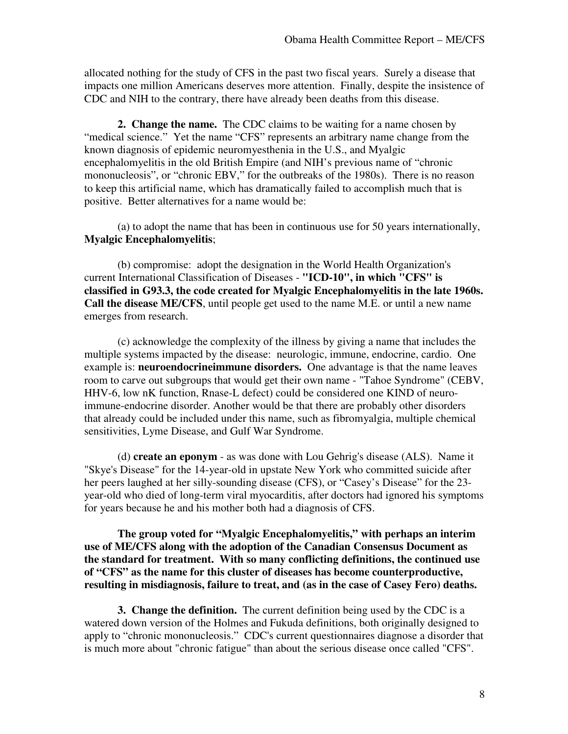allocated nothing for the study of CFS in the past two fiscal years. Surely a disease that impacts one million Americans deserves more attention. Finally, despite the insistence of CDC and NIH to the contrary, there have already been deaths from this disease.

**2. Change the name.** The CDC claims to be waiting for a name chosen by "medical science." Yet the name "CFS" represents an arbitrary name change from the known diagnosis of epidemic neuromyesthenia in the U.S., and Myalgic encephalomyelitis in the old British Empire (and NIH's previous name of "chronic mononucleosis", or "chronic EBV," for the outbreaks of the 1980s). There is no reason to keep this artificial name, which has dramatically failed to accomplish much that is positive. Better alternatives for a name would be:

(a) to adopt the name that has been in continuous use for 50 years internationally, **Myalgic Encephalomyelitis**;

(b) compromise: adopt the designation in the World Health Organization's current International Classification of Diseases - **"ICD-10", in which "CFS" is classified in G93.3, the code created for Myalgic Encephalomyelitis in the late 1960s. Call the disease ME/CFS**, until people get used to the name M.E. or until a new name emerges from research.

(c) acknowledge the complexity of the illness by giving a name that includes the multiple systems impacted by the disease: neurologic, immune, endocrine, cardio. One example is: **neuroendocrineimmune disorders.** One advantage is that the name leaves room to carve out subgroups that would get their own name - "Tahoe Syndrome" (CEBV, HHV-6, low nK function, Rnase-L defect) could be considered one KIND of neuro-immune-endocrine disorder. Another would be that there are probably other disorders that already could be included under this name, such as fibromyalgia, multiple chemical sensitivities, Lyme Disease, and Gulf War Syndrome.

(d) **create an eponym** - as was done with Lou Gehrig's disease (ALS). Name it "Skye's Disease" for the 14-year-old in upstate New York who committed suicide after her peers laughed at her silly-sounding disease (CFS), or "Casey's Disease" for the 23-year-old who died of long-term viral myocarditis, after doctors had ignored his symptoms for years because he and his mother both had a diagnosis of CFS.

**The group voted for "Myalgic Encephalomyelitis," with perhaps an interim use of ME/CFS along with the adoption of the Canadian Consensus Document as the standard for treatment. With so many conflicting definitions, the continued use of "CFS" as the name for this cluster of diseases has become counterproductive, resulting in misdiagnosis, failure to treat, and (as in the case of Casey Fero) deaths.**

**3. Change the definition.** The current definition being used by the CDC is a watered down version of the Holmes and Fukuda definitions, both originally designed to apply to "chronic mononucleosis." CDC's current questionnaires diagnose a disorder that is much more about "chronic fatigue" than about the serious disease once called "CFS".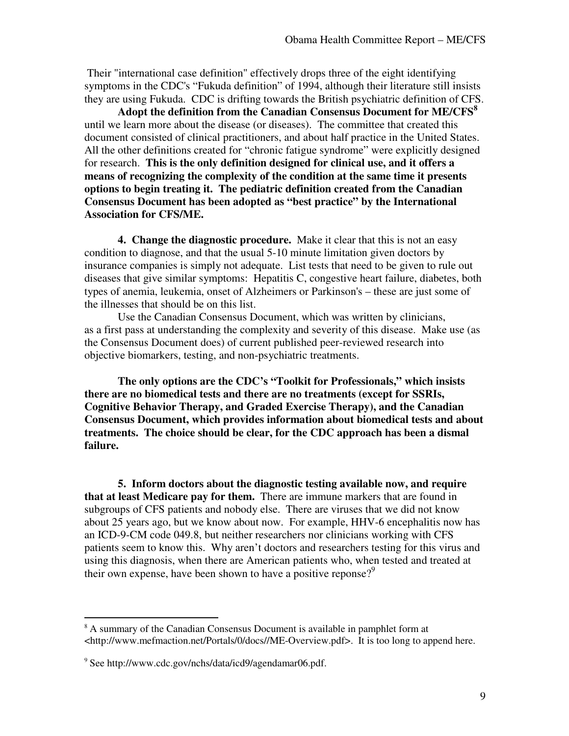Their "international case definition" effectively drops three of the eight identifying symptoms in the CDC's "Fukuda definition" of 1994, although their literature still insists they are using Fukuda. CDC is drifting towards the British psychiatric definition of CFS.

**Adopt the definition from the Canadian Consensus Document for ME/CFS**[8] until we learn more about the disease (or diseases). The committee that created this document consisted of clinical practitioners, and about half practice in the United States. All the other definitions created for "chronic fatigue syndrome" were explicitly designed for research. **This is the only definition designed for clinical use, and it offers a means of recognizing the complexity of the condition at the same time it presents options to begin treating it. The pediatric definition created from the Canadian Consensus Document has been adopted as "best practice" by the International Association for CFS/ME.**

**4. Change the diagnostic procedure.** Make it clear that this is not an easy condition to diagnose, and that the usual 5-10 minute limitation given doctors by insurance companies is simply not adequate. List tests that need to be given to rule out diseases that give similar symptoms: Hepatitis C, congestive heart failure, diabetes, both types of anemia, leukemia, onset of Alzheimers or Parkinson's – these are just some of the illnesses that should be on this list.

Use the Canadian Consensus Document, which was written by clinicians, as a first pass at understanding the complexity and severity of this disease. Make use (as the Consensus Document does) of current published peer-reviewed research into objective biomarkers, testing, and non-psychiatric treatments.

**The only options are the CDC's "Toolkit for Professionals," which insists there are no biomedical tests and there are no treatments (except for SSRIs, Cognitive Behavior Therapy, and Graded Exercise Therapy), and the Canadian Consensus Document, which provides information about biomedical tests and about treatments. The choice should be clear, for the CDC approach has been a dismal failure.**

**5. Inform doctors about the diagnostic testing available now, and require that at least Medicare pay for them.** There are immune markers that are found in subgroups of CFS patients and nobody else. There are viruses that we did not know about 25 years ago, but we know about now. For example, HHV-6 encephalitis now has an ICD-9-CM code 049.8, but neither researchers nor clinicians working with CFS patients seem to know this. Why aren't doctors and researchers testing for this virus and using this diagnosis, when there are American patients who, when tested and treated at their own expense, have been shown to have a positive reponse?[9]

---

[8] A summary of the Canadian Consensus Document is available in pamphlet form at <http://www.mefmaction.net/Portals/0/docs//ME-Overview.pdf>. It is too long to append here.

[9] See http://www.cdc.gov/nchs/data/icd9/agendamar06.pdf.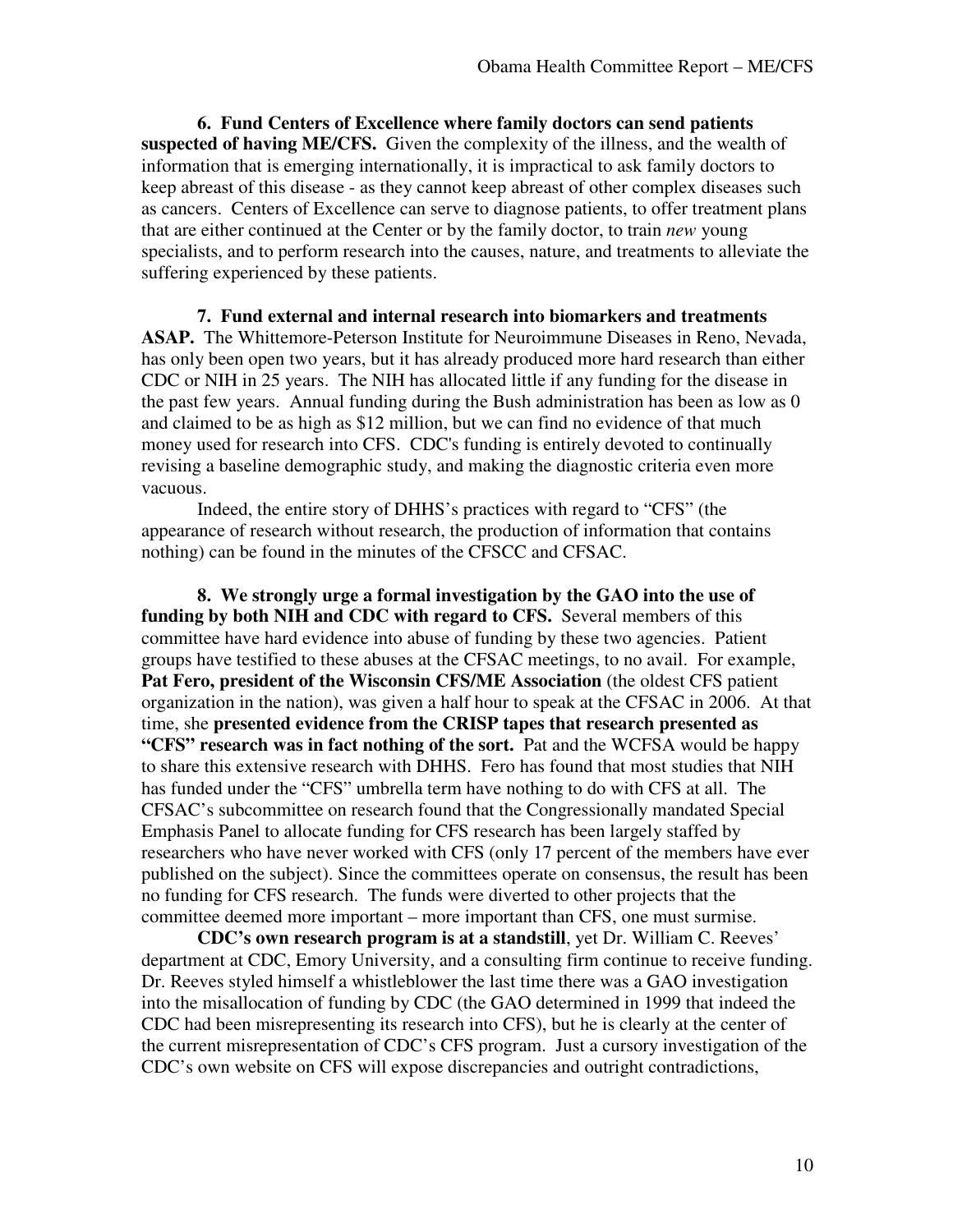**6. Fund Centers of Excellence where family doctors can send patients suspected of having ME/CFS.** Given the complexity of the illness, and the wealth of information that is emerging internationally, it is impractical to ask family doctors to keep abreast of this disease - as they cannot keep abreast of other complex diseases such as cancers. Centers of Excellence can serve to diagnose patients, to offer treatment plans that are either continued at the Center or by the family doctor, to train *new* young specialists, and to perform research into the causes, nature, and treatments to alleviate the suffering experienced by these patients.

**7. Fund external and internal research into biomarkers and treatments ASAP.** The Whittemore-Peterson Institute for Neuroimmune Diseases in Reno, Nevada, has only been open two years, but it has already produced more hard research than either CDC or NIH in 25 years. The NIH has allocated little if any funding for the disease in the past few years. Annual funding during the Bush administration has been as low as 0 and claimed to be as high as $12 million, but we can find no evidence of that much money used for research into CFS. CDC's funding is entirely devoted to continually revising a baseline demographic study, and making the diagnostic criteria even more vacuous.

Indeed, the entire story of DHHS's practices with regard to "CFS" (the appearance of research without research, the production of information that contains nothing) can be found in the minutes of the CFSCC and CFSAC.

**8. We strongly urge a formal investigation by the GAO into the use of funding by both NIH and CDC with regard to CFS.** Several members of this committee have hard evidence into abuse of funding by these two agencies. Patient groups have testified to these abuses at the CFSAC meetings, to no avail. For example, **Pat Fero, president of the Wisconsin CFS/ME Association** (the oldest CFS patient organization in the nation), was given a half hour to speak at the CFSAC in 2006. At that time, she **presented evidence from the CRISP tapes that research presented as "CFS" research was in fact nothing of the sort.** Pat and the WCFSA would be happy to share this extensive research with DHHS. Fero has found that most studies that NIH has funded under the "CFS" umbrella term have nothing to do with CFS at all. The CFSAC's subcommittee on research found that the Congressionally mandated Special Emphasis Panel to allocate funding for CFS research has been largely staffed by researchers who have never worked with CFS (only 17 percent of the members have ever published on the subject). Since the committees operate on consensus, the result has been no funding for CFS research. The funds were diverted to other projects that the committee deemed more important – more important than CFS, one must surmise.

**CDC's own research program is at a standstill**, yet Dr. William C. Reeves' department at CDC, Emory University, and a consulting firm continue to receive funding. Dr. Reeves styled himself a whistleblower the last time there was a GAO investigation into the misallocation of funding by CDC (the GAO determined in 1999 that indeed the CDC had been misrepresenting its research into CFS), but he is clearly at the center of the current misrepresentation of CDC's CFS program. Just a cursory investigation of the CDC's own website on CFS will expose discrepancies and outright contradictions,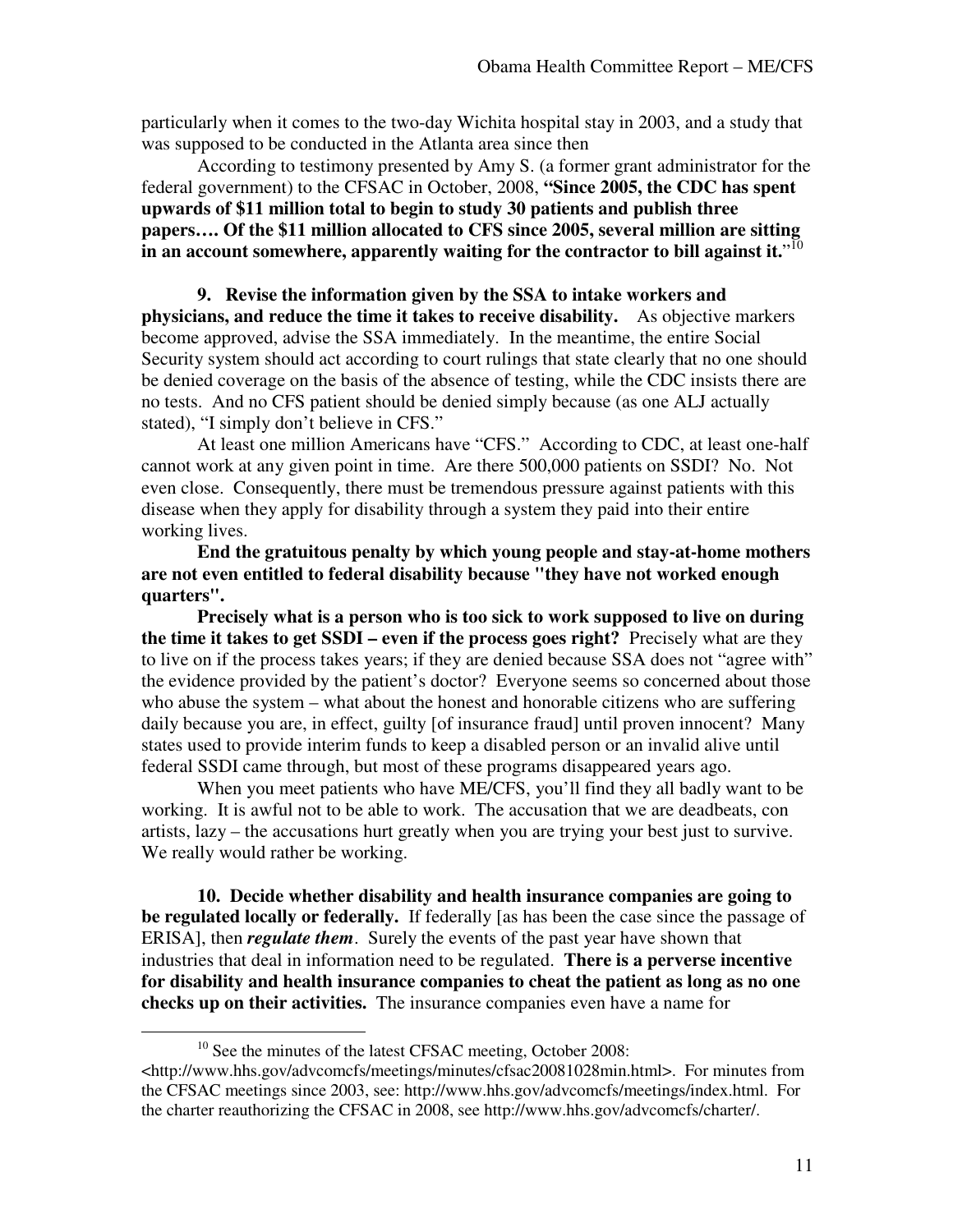particularly when it comes to the two-day Wichita hospital stay in 2003, and a study that was supposed to be conducted in the Atlanta area since then

According to testimony presented by Amy S. (a former grant administrator for the federal government) to the CFSAC in October, 2008, **"Since 2005, the CDC has spent upwards of $11 million total to begin to study 30 patients and publish three papers…. Of the $11 million allocated to CFS since 2005, several million are sitting in an account somewhere, apparently waiting for the contractor to bill against it.**"[10]

**9. Revise the information given by the SSA to intake workers and physicians, and reduce the time it takes to receive disability.** As objective markers become approved, advise the SSA immediately. In the meantime, the entire Social Security system should act according to court rulings that state clearly that no one should be denied coverage on the basis of the absence of testing, while the CDC insists there are no tests. And no CFS patient should be denied simply because (as one ALJ actually stated), "I simply don't believe in CFS."

At least one million Americans have "CFS." According to CDC, at least one-half cannot work at any given point in time. Are there 500,000 patients on SSDI? No. Not even close. Consequently, there must be tremendous pressure against patients with this disease when they apply for disability through a system they paid into their entire working lives.

**End the gratuitous penalty by which young people and stay-at-home mothers are not even entitled to federal disability because "they have not worked enough quarters".**

**Precisely what is a person who is too sick to work supposed to live on during the time it takes to get SSDI – even if the process goes right?** Precisely what are they to live on if the process takes years; if they are denied because SSA does not "agree with" the evidence provided by the patient's doctor? Everyone seems so concerned about those who abuse the system – what about the honest and honorable citizens who are suffering daily because you are, in effect, guilty [of insurance fraud] until proven innocent? Many states used to provide interim funds to keep a disabled person or an invalid alive until federal SSDI came through, but most of these programs disappeared years ago.

When you meet patients who have ME/CFS, you'll find they all badly want to be working. It is awful not to be able to work. The accusation that we are deadbeats, con artists, lazy – the accusations hurt greatly when you are trying your best just to survive. We really would rather be working.

**10. Decide whether disability and health insurance companies are going to be regulated locally or federally.** If federally [as has been the case since the passage of ERISA], then ***regulate them***. Surely the events of the past year have shown that industries that deal in information need to be regulated. **There is a perverse incentive for disability and health insurance companies to cheat the patient as long as no one checks up on their activities.** The insurance companies even have a name for

---

[10] See the minutes of the latest CFSAC meeting, October 2008: <http://www.hhs.gov/advcomcfs/meetings/minutes/cfsac20081028min.html>. For minutes from the CFSAC meetings since 2003, see: http://www.hhs.gov/advcomcfs/meetings/index.html. For the charter reauthorizing the CFSAC in 2008, see http://www.hhs.gov/advcomcfs/charter/.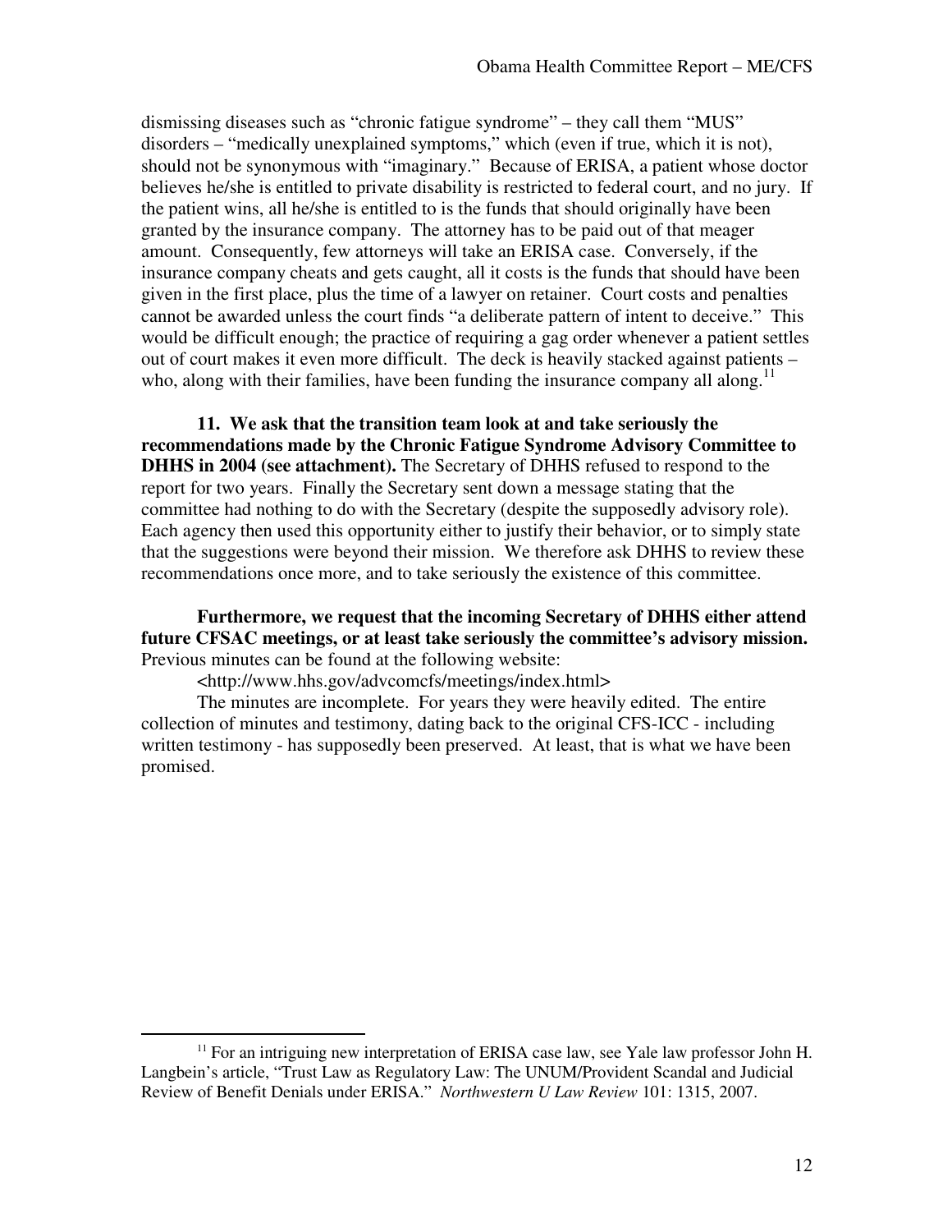dismissing diseases such as "chronic fatigue syndrome" – they call them "MUS" disorders – "medically unexplained symptoms," which (even if true, which it is not), should not be synonymous with "imaginary." Because of ERISA, a patient whose doctor believes he/she is entitled to private disability is restricted to federal court, and no jury. If the patient wins, all he/she is entitled to is the funds that should originally have been granted by the insurance company. The attorney has to be paid out of that meager amount. Consequently, few attorneys will take an ERISA case. Conversely, if the insurance company cheats and gets caught, all it costs is the funds that should have been given in the first place, plus the time of a lawyer on retainer. Court costs and penalties cannot be awarded unless the court finds "a deliberate pattern of intent to deceive." This would be difficult enough; the practice of requiring a gag order whenever a patient settles out of court makes it even more difficult. The deck is heavily stacked against patients – who, along with their families, have been funding the insurance company all along.[11]

**11. We ask that the transition team look at and take seriously the recommendations made by the Chronic Fatigue Syndrome Advisory Committee to DHHS in 2004 (see attachment).** The Secretary of DHHS refused to respond to the report for two years. Finally the Secretary sent down a message stating that the committee had nothing to do with the Secretary (despite the supposedly advisory role). Each agency then used this opportunity either to justify their behavior, or to simply state that the suggestions were beyond their mission. We therefore ask DHHS to review these recommendations once more, and to take seriously the existence of this committee.

**Furthermore, we request that the incoming Secretary of DHHS either attend future CFSAC meetings, or at least take seriously the committee's advisory mission.** Previous minutes can be found at the following website:

<http://www.hhs.gov/advcomcfs/meetings/index.html>

The minutes are incomplete. For years they were heavily edited. The entire collection of minutes and testimony, dating back to the original CFS-ICC - including written testimony - has supposedly been preserved. At least, that is what we have been promised.

---

[11] For an intriguing new interpretation of ERISA case law, see Yale law professor John H. Langbein's article, "Trust Law as Regulatory Law: The UNUM/Provident Scandal and Judicial Review of Benefit Denials under ERISA." *Northwestern U Law Review* 101: 1315, 2007.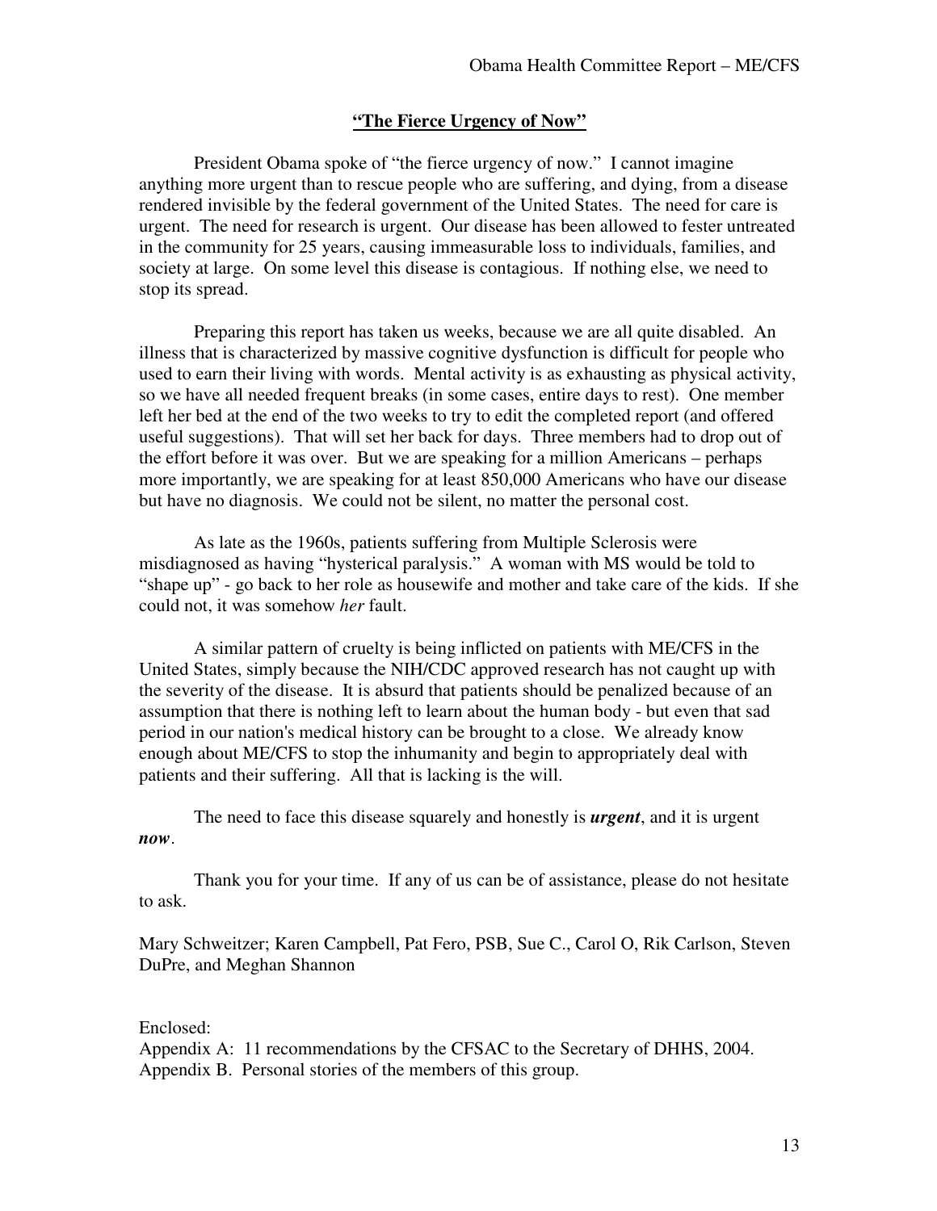## **"The Fierce Urgency of Now"**

President Obama spoke of "the fierce urgency of now." I cannot imagine anything more urgent than to rescue people who are suffering, and dying, from a disease rendered invisible by the federal government of the United States. The need for care is urgent. The need for research is urgent. Our disease has been allowed to fester untreated in the community for 25 years, causing immeasurable loss to individuals, families, and society at large. On some level this disease is contagious. If nothing else, we need to stop its spread.

Preparing this report has taken us weeks, because we are all quite disabled. An illness that is characterized by massive cognitive dysfunction is difficult for people who used to earn their living with words. Mental activity is as exhausting as physical activity, so we have all needed frequent breaks (in some cases, entire days to rest). One member left her bed at the end of the two weeks to try to edit the completed report (and offered useful suggestions). That will set her back for days. Three members had to drop out of the effort before it was over. But we are speaking for a million Americans – perhaps more importantly, we are speaking for at least 850,000 Americans who have our disease but have no diagnosis. We could not be silent, no matter the personal cost.

As late as the 1960s, patients suffering from Multiple Sclerosis were misdiagnosed as having "hysterical paralysis." A woman with MS would be told to "shape up" - go back to her role as housewife and mother and take care of the kids. If she could not, it was somehow *her* fault.

A similar pattern of cruelty is being inflicted on patients with ME/CFS in the United States, simply because the NIH/CDC approved research has not caught up with the severity of the disease. It is absurd that patients should be penalized because of an assumption that there is nothing left to learn about the human body - but even that sad period in our nation's medical history can be brought to a close. We already know enough about ME/CFS to stop the inhumanity and begin to appropriately deal with patients and their suffering. All that is lacking is the will.

The need to face this disease squarely and honestly is ***urgent***, and it is urgent ***now***.

Thank you for your time. If any of us can be of assistance, please do not hesitate to ask.

Mary Schweitzer; Karen Campbell, Pat Fero, PSB, Sue C., Carol O, Rik Carlson, Steven DuPre, and Meghan Shannon

Enclosed:
Appendix A: 11 recommendations by the CFSAC to the Secretary of DHHS, 2004.
Appendix B. Personal stories of the members of this group.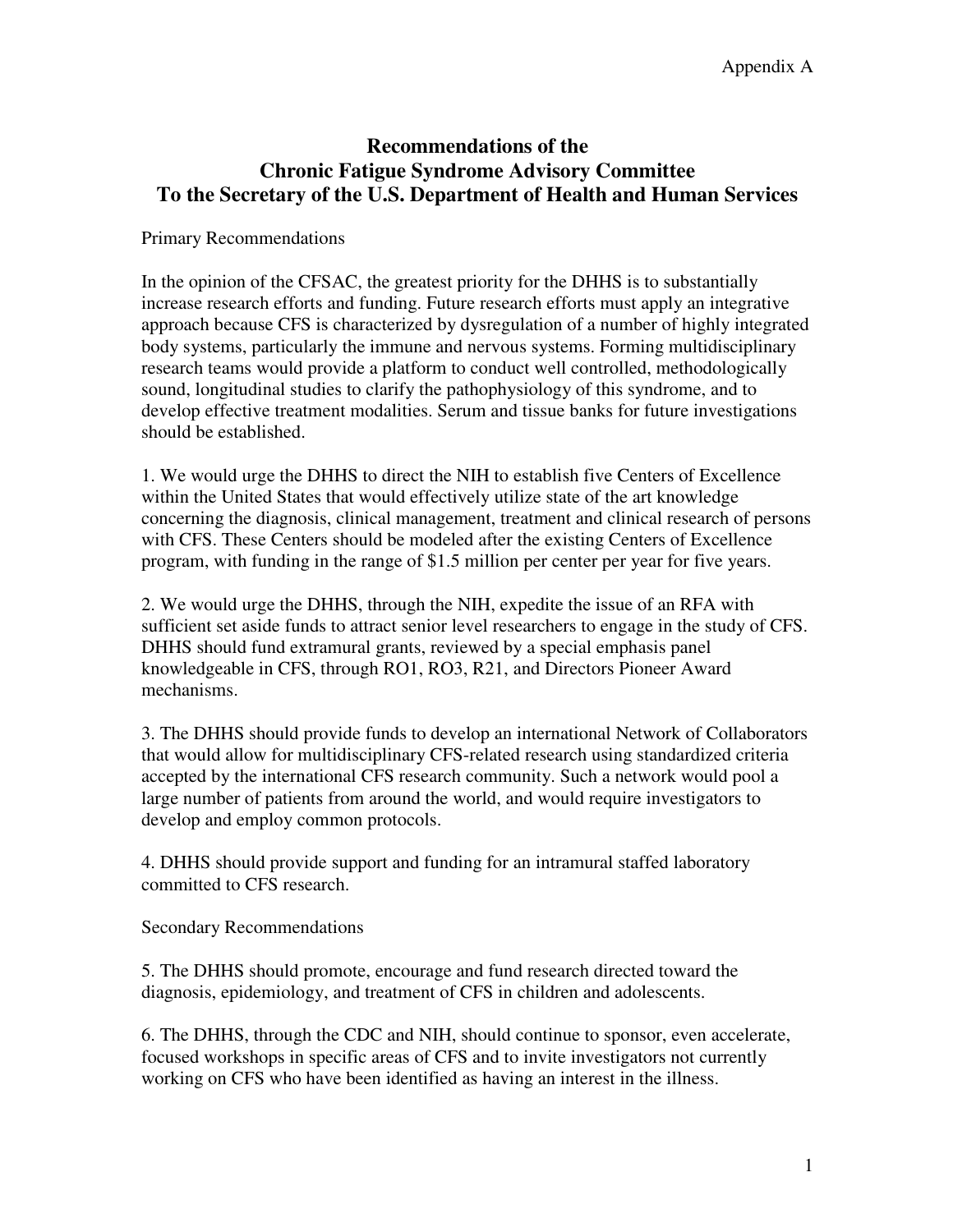Appendix A

# Recommendations of the Chronic Fatigue Syndrome Advisory Committee To the Secretary of the U.S. Department of Health and Human Services

Primary Recommendations

In the opinion of the CFSAC, the greatest priority for the DHHS is to substantially increase research efforts and funding. Future research efforts must apply an integrative approach because CFS is characterized by dysregulation of a number of highly integrated body systems, particularly the immune and nervous systems. Forming multidisciplinary research teams would provide a platform to conduct well controlled, methodologically sound, longitudinal studies to clarify the pathophysiology of this syndrome, and to develop effective treatment modalities. Serum and tissue banks for future investigations should be established.

1. We would urge the DHHS to direct the NIH to establish five Centers of Excellence within the United States that would effectively utilize state of the art knowledge concerning the diagnosis, clinical management, treatment and clinical research of persons with CFS. These Centers should be modeled after the existing Centers of Excellence program, with funding in the range of $1.5 million per center per year for five years.

2. We would urge the DHHS, through the NIH, expedite the issue of an RFA with sufficient set aside funds to attract senior level researchers to engage in the study of CFS. DHHS should fund extramural grants, reviewed by a special emphasis panel knowledgeable in CFS, through RO1, RO3, R21, and Directors Pioneer Award mechanisms.

3. The DHHS should provide funds to develop an international Network of Collaborators that would allow for multidisciplinary CFS-related research using standardized criteria accepted by the international CFS research community. Such a network would pool a large number of patients from around the world, and would require investigators to develop and employ common protocols.

4. DHHS should provide support and funding for an intramural staffed laboratory committed to CFS research.

Secondary Recommendations

5. The DHHS should promote, encourage and fund research directed toward the diagnosis, epidemiology, and treatment of CFS in children and adolescents.

6. The DHHS, through the CDC and NIH, should continue to sponsor, even accelerate, focused workshops in specific areas of CFS and to invite investigators not currently working on CFS who have been identified as having an interest in the illness.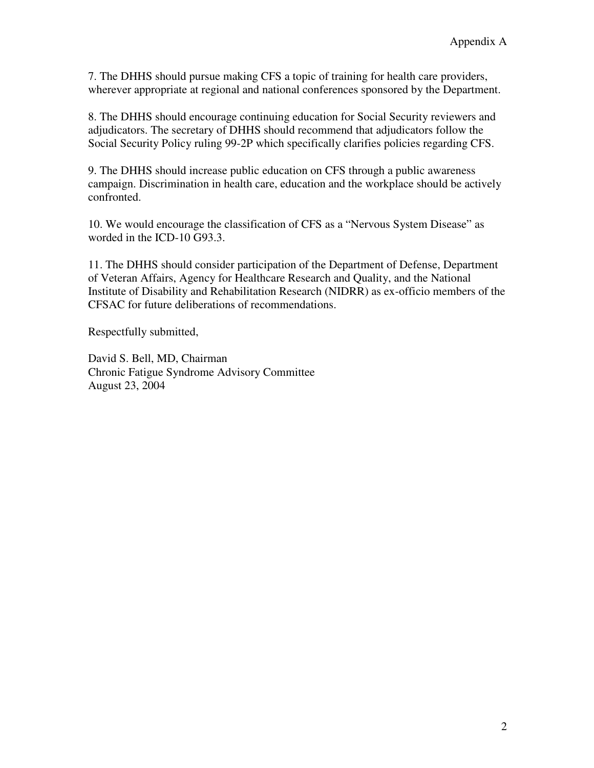7. The DHHS should pursue making CFS a topic of training for health care providers, wherever appropriate at regional and national conferences sponsored by the Department.

8. The DHHS should encourage continuing education for Social Security reviewers and adjudicators. The secretary of DHHS should recommend that adjudicators follow the Social Security Policy ruling 99-2P which specifically clarifies policies regarding CFS.

9. The DHHS should increase public education on CFS through a public awareness campaign. Discrimination in health care, education and the workplace should be actively confronted.

10. We would encourage the classification of CFS as a "Nervous System Disease" as worded in the ICD-10 G93.3.

11. The DHHS should consider participation of the Department of Defense, Department of Veteran Affairs, Agency for Healthcare Research and Quality, and the National Institute of Disability and Rehabilitation Research (NIDRR) as ex-officio members of the CFSAC for future deliberations of recommendations.

Respectfully submitted,

David S. Bell, MD, Chairman
Chronic Fatigue Syndrome Advisory Committee
August 23, 2004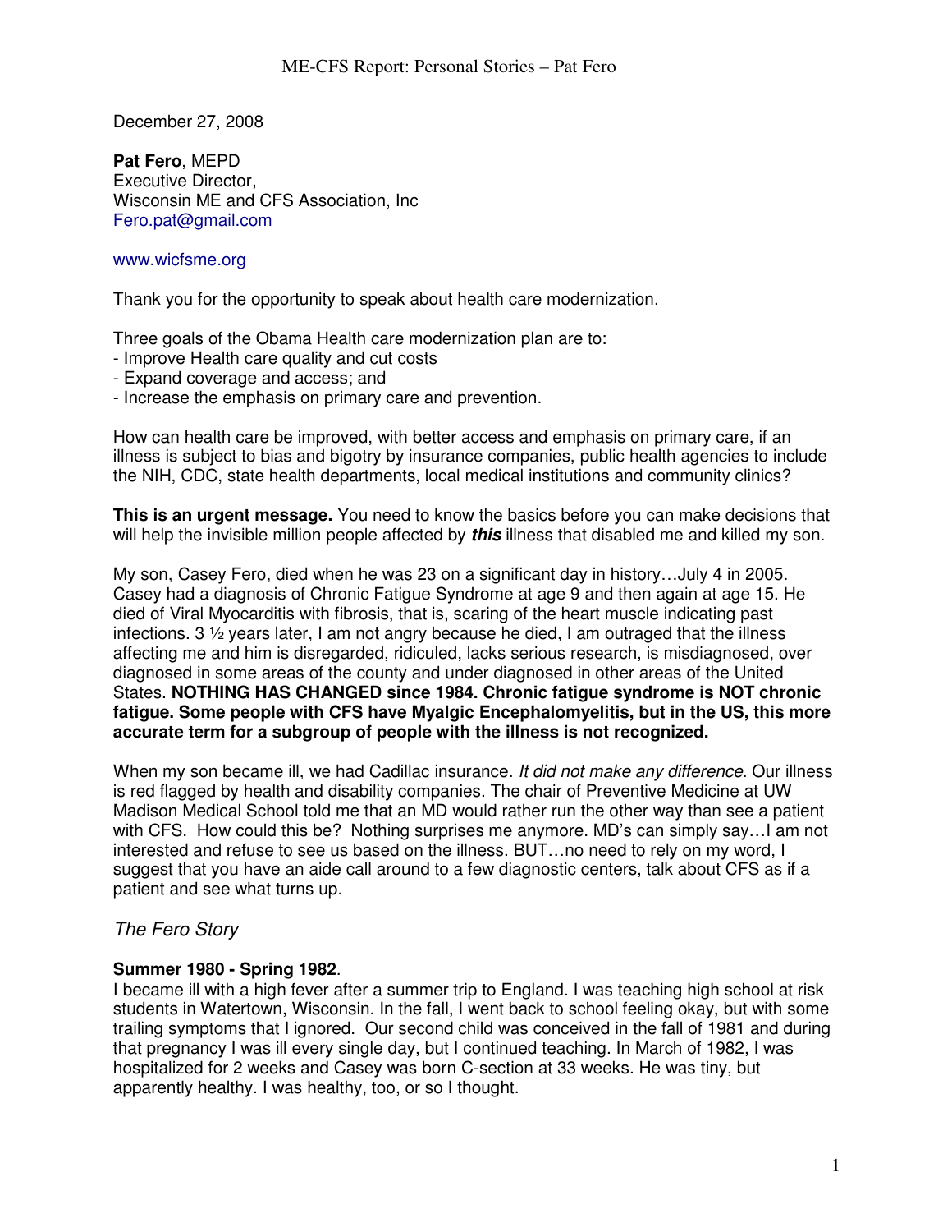December 27, 2008

**Pat Fero**, MEPD
Executive Director,
Wisconsin ME and CFS Association, Inc
Fero.pat@gmail.com

www.wicfsme.org

Thank you for the opportunity to speak about health care modernization.

Three goals of the Obama Health care modernization plan are to:
- Improve Health care quality and cut costs
- Expand coverage and access; and
- Increase the emphasis on primary care and prevention.

How can health care be improved, with better access and emphasis on primary care, if an illness is subject to bias and bigotry by insurance companies, public health agencies to include the NIH, CDC, state health departments, local medical institutions and community clinics?

**This is an urgent message.** You need to know the basics before you can make decisions that will help the invisible million people affected by ***this*** illness that disabled me and killed my son.

My son, Casey Fero, died when he was 23 on a significant day in history…July 4 in 2005. Casey had a diagnosis of Chronic Fatigue Syndrome at age 9 and then again at age 15. He died of Viral Myocarditis with fibrosis, that is, scaring of the heart muscle indicating past infections. 3 ½ years later, I am not angry because he died, I am outraged that the illness affecting me and him is disregarded, ridiculed, lacks serious research, is misdiagnosed, over diagnosed in some areas of the county and under diagnosed in other areas of the United States. **NOTHING HAS CHANGED since 1984. Chronic fatigue syndrome is NOT chronic fatigue. Some people with CFS have Myalgic Encephalomyelitis, but in the US, this more accurate term for a subgroup of people with the illness is not recognized.**

When my son became ill, we had Cadillac insurance. *It did not make any difference*. Our illness is red flagged by health and disability companies. The chair of Preventive Medicine at UW Madison Medical School told me that an MD would rather run the other way than see a patient with CFS. How could this be? Nothing surprises me anymore. MD's can simply say…I am not interested and refuse to see us based on the illness. BUT…no need to rely on my word, I suggest that you have an aide call around to a few diagnostic centers, talk about CFS as if a patient and see what turns up.

## *The Fero Story*

**Summer 1980 - Spring 1982**.
I became ill with a high fever after a summer trip to England. I was teaching high school at risk students in Watertown, Wisconsin. In the fall, I went back to school feeling okay, but with some trailing symptoms that I ignored. Our second child was conceived in the fall of 1981 and during that pregnancy I was ill every single day, but I continued teaching. In March of 1982, I was hospitalized for 2 weeks and Casey was born C-section at 33 weeks. He was tiny, but apparently healthy. I was healthy, too, or so I thought.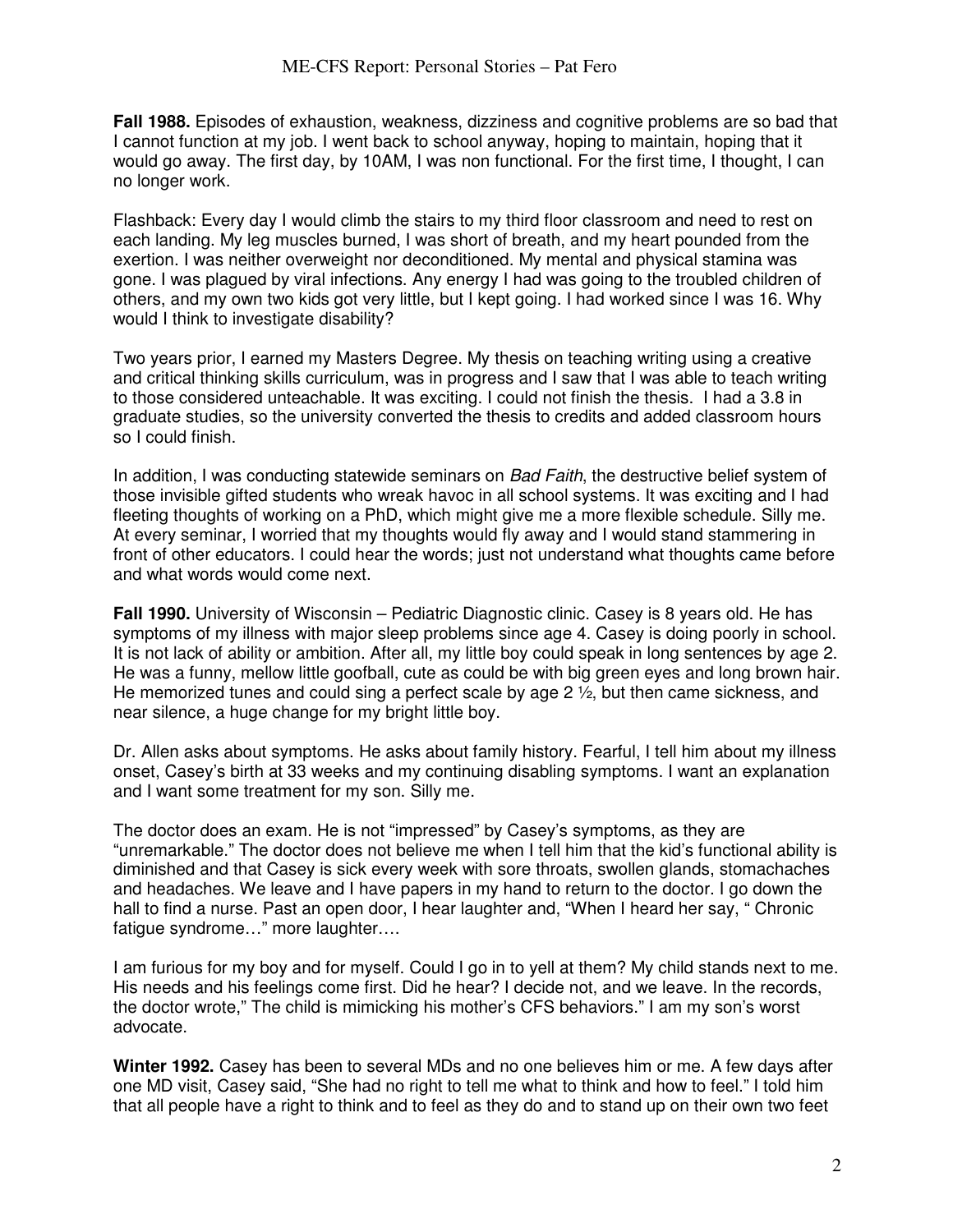**Fall 1988.** Episodes of exhaustion, weakness, dizziness and cognitive problems are so bad that I cannot function at my job. I went back to school anyway, hoping to maintain, hoping that it would go away. The first day, by 10AM, I was non functional. For the first time, I thought, I can no longer work.

Flashback: Every day I would climb the stairs to my third floor classroom and need to rest on each landing. My leg muscles burned, I was short of breath, and my heart pounded from the exertion. I was neither overweight nor deconditioned. My mental and physical stamina was gone. I was plagued by viral infections. Any energy I had was going to the troubled children of others, and my own two kids got very little, but I kept going. I had worked since I was 16. Why would I think to investigate disability?

Two years prior, I earned my Masters Degree. My thesis on teaching writing using a creative and critical thinking skills curriculum, was in progress and I saw that I was able to teach writing to those considered unteachable. It was exciting. I could not finish the thesis. I had a 3.8 in graduate studies, so the university converted the thesis to credits and added classroom hours so I could finish.

In addition, I was conducting statewide seminars on *Bad Faith*, the destructive belief system of those invisible gifted students who wreak havoc in all school systems. It was exciting and I had fleeting thoughts of working on a PhD, which might give me a more flexible schedule. Silly me. At every seminar, I worried that my thoughts would fly away and I would stand stammering in front of other educators. I could hear the words; just not understand what thoughts came before and what words would come next.

**Fall 1990.** University of Wisconsin – Pediatric Diagnostic clinic. Casey is 8 years old. He has symptoms of my illness with major sleep problems since age 4. Casey is doing poorly in school. It is not lack of ability or ambition. After all, my little boy could speak in long sentences by age 2. He was a funny, mellow little goofball, cute as could be with big green eyes and long brown hair. He memorized tunes and could sing a perfect scale by age 2 ½, but then came sickness, and near silence, a huge change for my bright little boy.

Dr. Allen asks about symptoms. He asks about family history. Fearful, I tell him about my illness onset, Casey's birth at 33 weeks and my continuing disabling symptoms. I want an explanation and I want some treatment for my son. Silly me.

The doctor does an exam. He is not "impressed" by Casey's symptoms, as they are "unremarkable." The doctor does not believe me when I tell him that the kid's functional ability is diminished and that Casey is sick every week with sore throats, swollen glands, stomachaches and headaches. We leave and I have papers in my hand to return to the doctor. I go down the hall to find a nurse. Past an open door, I hear laughter and, "When I heard her say, " Chronic fatigue syndrome…" more laughter….

I am furious for my boy and for myself. Could I go in to yell at them? My child stands next to me. His needs and his feelings come first. Did he hear? I decide not, and we leave. In the records, the doctor wrote," The child is mimicking his mother's CFS behaviors." I am my son's worst advocate.

**Winter 1992.** Casey has been to several MDs and no one believes him or me. A few days after one MD visit, Casey said, "She had no right to tell me what to think and how to feel." I told him that all people have a right to think and to feel as they do and to stand up on their own two feet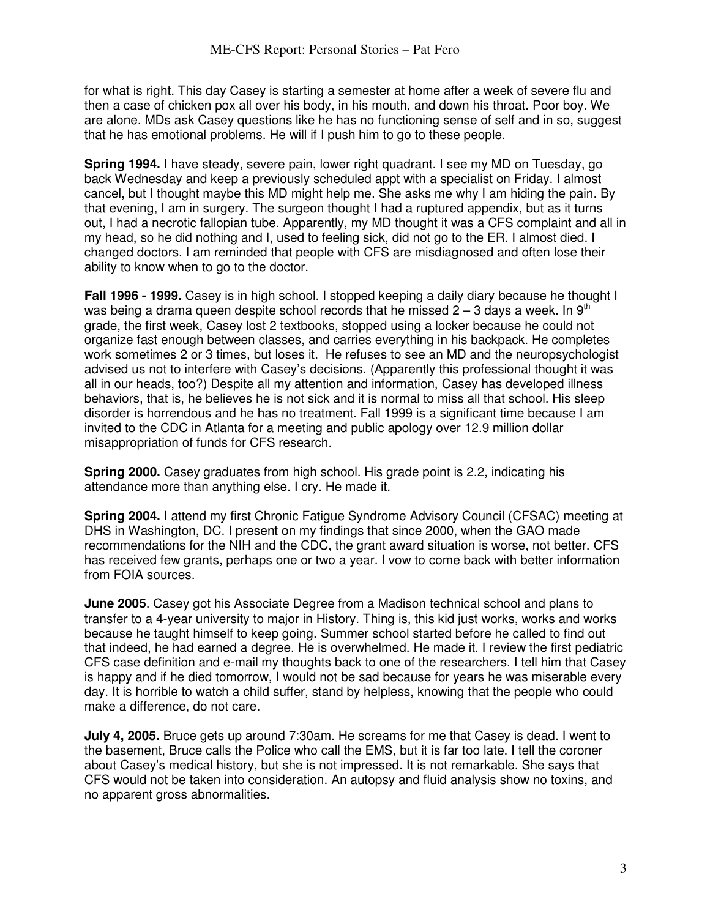for what is right. This day Casey is starting a semester at home after a week of severe flu and then a case of chicken pox all over his body, in his mouth, and down his throat. Poor boy. We are alone. MDs ask Casey questions like he has no functioning sense of self and in so, suggest that he has emotional problems. He will if I push him to go to these people.

**Spring 1994.** I have steady, severe pain, lower right quadrant. I see my MD on Tuesday, go back Wednesday and keep a previously scheduled appt with a specialist on Friday. I almost cancel, but I thought maybe this MD might help me. She asks me why I am hiding the pain. By that evening, I am in surgery. The surgeon thought I had a ruptured appendix, but as it turns out, I had a necrotic fallopian tube. Apparently, my MD thought it was a CFS complaint and all in my head, so he did nothing and I, used to feeling sick, did not go to the ER. I almost died. I changed doctors. I am reminded that people with CFS are misdiagnosed and often lose their ability to know when to go to the doctor.

**Fall 1996 - 1999.** Casey is in high school. I stopped keeping a daily diary because he thought I was being a drama queen despite school records that he missed 2 – 3 days a week. In 9th grade, the first week, Casey lost 2 textbooks, stopped using a locker because he could not organize fast enough between classes, and carries everything in his backpack. He completes work sometimes 2 or 3 times, but loses it. He refuses to see an MD and the neuropsychologist advised us not to interfere with Casey's decisions. (Apparently this professional thought it was all in our heads, too?) Despite all my attention and information, Casey has developed illness behaviors, that is, he believes he is not sick and it is normal to miss all that school. His sleep disorder is horrendous and he has no treatment. Fall 1999 is a significant time because I am invited to the CDC in Atlanta for a meeting and public apology over 12.9 million dollar misappropriation of funds for CFS research.

**Spring 2000.** Casey graduates from high school. His grade point is 2.2, indicating his attendance more than anything else. I cry. He made it.

**Spring 2004.** I attend my first Chronic Fatigue Syndrome Advisory Council (CFSAC) meeting at DHS in Washington, DC. I present on my findings that since 2000, when the GAO made recommendations for the NIH and the CDC, the grant award situation is worse, not better. CFS has received few grants, perhaps one or two a year. I vow to come back with better information from FOIA sources.

**June 2005**. Casey got his Associate Degree from a Madison technical school and plans to transfer to a 4-year university to major in History. Thing is, this kid just works, works and works because he taught himself to keep going. Summer school started before he called to find out that indeed, he had earned a degree. He is overwhelmed. He made it. I review the first pediatric CFS case definition and e-mail my thoughts back to one of the researchers. I tell him that Casey is happy and if he died tomorrow, I would not be sad because for years he was miserable every day. It is horrible to watch a child suffer, stand by helpless, knowing that the people who could make a difference, do not care.

**July 4, 2005.** Bruce gets up around 7:30am. He screams for me that Casey is dead. I went to the basement, Bruce calls the Police who call the EMS, but it is far too late. I tell the coroner about Casey's medical history, but she is not impressed. It is not remarkable. She says that CFS would not be taken into consideration. An autopsy and fluid analysis show no toxins, and no apparent gross abnormalities.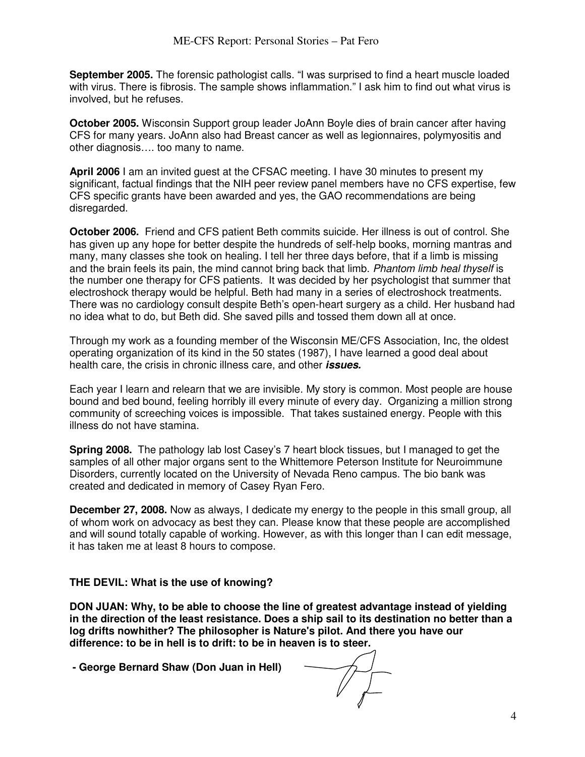**September 2005.** The forensic pathologist calls. "I was surprised to find a heart muscle loaded with virus. There is fibrosis. The sample shows inflammation." I ask him to find out what virus is involved, but he refuses.

**October 2005.** Wisconsin Support group leader JoAnn Boyle dies of brain cancer after having CFS for many years. JoAnn also had Breast cancer as well as legionnaires, polymyositis and other diagnosis…. too many to name.

**April 2006** I am an invited guest at the CFSAC meeting. I have 30 minutes to present my significant, factual findings that the NIH peer review panel members have no CFS expertise, few CFS specific grants have been awarded and yes, the GAO recommendations are being disregarded.

**October 2006.** Friend and CFS patient Beth commits suicide. Her illness is out of control. She has given up any hope for better despite the hundreds of self-help books, morning mantras and many, many classes she took on healing. I tell her three days before, that if a limb is missing and the brain feels its pain, the mind cannot bring back that limb. *Phantom limb heal thyself* is the number one therapy for CFS patients. It was decided by her psychologist that summer that electroshock therapy would be helpful. Beth had many in a series of electroshock treatments. There was no cardiology consult despite Beth's open-heart surgery as a child. Her husband had no idea what to do, but Beth did. She saved pills and tossed them down all at once.

Through my work as a founding member of the Wisconsin ME/CFS Association, Inc, the oldest operating organization of its kind in the 50 states (1987), I have learned a good deal about health care, the crisis in chronic illness care, and other ***issues.***

Each year I learn and relearn that we are invisible. My story is common. Most people are house bound and bed bound, feeling horribly ill every minute of every day. Organizing a million strong community of screeching voices is impossible. That takes sustained energy. People with this illness do not have stamina.

**Spring 2008.** The pathology lab lost Casey's 7 heart block tissues, but I managed to get the samples of all other major organs sent to the Whittemore Peterson Institute for Neuroimmune Disorders, currently located on the University of Nevada Reno campus. The bio bank was created and dedicated in memory of Casey Ryan Fero.

**December 27, 2008.** Now as always, I dedicate my energy to the people in this small group, all of whom work on advocacy as best they can. Please know that these people are accomplished and will sound totally capable of working. However, as with this longer than I can edit message, it has taken me at least 8 hours to compose.

**THE DEVIL: What is the use of knowing?**

**DON JUAN: Why, to be able to choose the line of greatest advantage instead of yielding in the direction of the least resistance. Does a ship sail to its destination no better than a log drifts nowhither? The philosopher is Nature's pilot. And there you have our difference: to be in hell is to drift: to be in heaven is to steer.**

**- George Bernard Shaw (Don Juan in Hell)**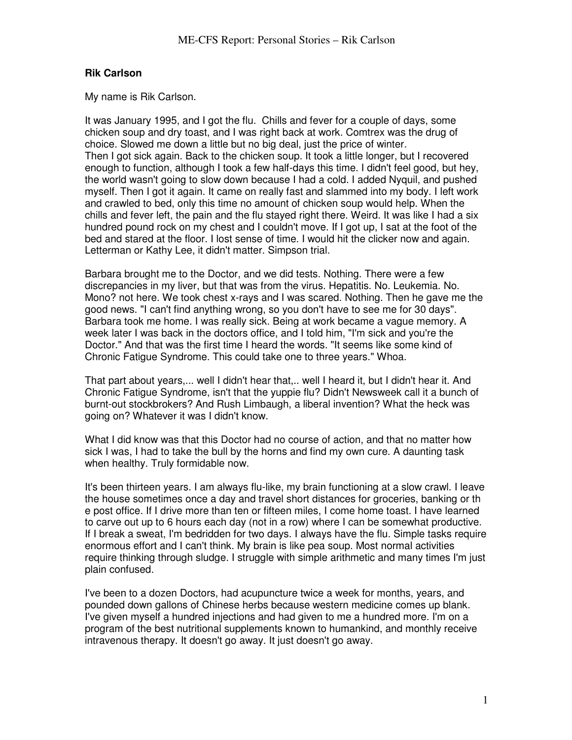**Rik Carlson**

My name is Rik Carlson.

It was January 1995, and I got the flu. Chills and fever for a couple of days, some chicken soup and dry toast, and I was right back at work. Comtrex was the drug of choice. Slowed me down a little but no big deal, just the price of winter.
Then I got sick again. Back to the chicken soup. It took a little longer, but I recovered enough to function, although I took a few half-days this time. I didn't feel good, but hey, the world wasn't going to slow down because I had a cold. I added Nyquil, and pushed myself. Then I got it again. It came on really fast and slammed into my body. I left work and crawled to bed, only this time no amount of chicken soup would help. When the chills and fever left, the pain and the flu stayed right there. Weird. It was like I had a six hundred pound rock on my chest and I couldn't move. If I got up, I sat at the foot of the bed and stared at the floor. I lost sense of time. I would hit the clicker now and again. Letterman or Kathy Lee, it didn't matter. Simpson trial.

Barbara brought me to the Doctor, and we did tests. Nothing. There were a few discrepancies in my liver, but that was from the virus. Hepatitis. No. Leukemia. No. Mono? not here. We took chest x-rays and I was scared. Nothing. Then he gave me the good news. "I can't find anything wrong, so you don't have to see me for 30 days". Barbara took me home. I was really sick. Being at work became a vague memory. A week later I was back in the doctors office, and I told him, "I'm sick and you're the Doctor." And that was the first time I heard the words. "It seems like some kind of Chronic Fatigue Syndrome. This could take one to three years." Whoa.

That part about years,... well I didn't hear that,.. well I heard it, but I didn't hear it. And Chronic Fatigue Syndrome, isn't that the yuppie flu? Didn't Newsweek call it a bunch of burnt-out stockbrokers? And Rush Limbaugh, a liberal invention? What the heck was going on? Whatever it was I didn't know.

What I did know was that this Doctor had no course of action, and that no matter how sick I was, I had to take the bull by the horns and find my own cure. A daunting task when healthy. Truly formidable now.

It's been thirteen years. I am always flu-like, my brain functioning at a slow crawl. I leave the house sometimes once a day and travel short distances for groceries, banking or th e post office. If I drive more than ten or fifteen miles, I come home toast. I have learned to carve out up to 6 hours each day (not in a row) where I can be somewhat productive. If I break a sweat, I'm bedridden for two days. I always have the flu. Simple tasks require enormous effort and I can't think. My brain is like pea soup. Most normal activities require thinking through sludge. I struggle with simple arithmetic and many times I'm just plain confused.

I've been to a dozen Doctors, had acupuncture twice a week for months, years, and pounded down gallons of Chinese herbs because western medicine comes up blank. I've given myself a hundred injections and had given to me a hundred more. I'm on a program of the best nutritional supplements known to humankind, and monthly receive intravenous therapy. It doesn't go away. It just doesn't go away.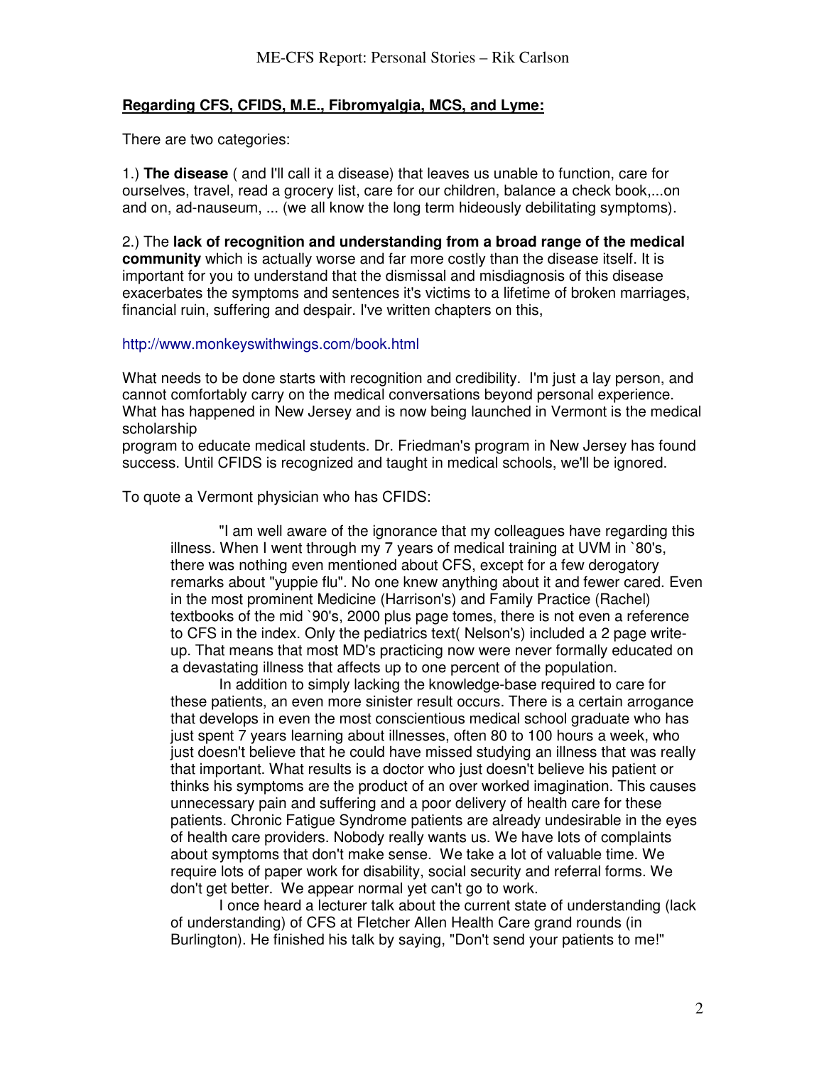**Regarding CFS, CFIDS, M.E., Fibromyalgia, MCS, and Lyme:**

There are two categories:

1.) **The disease** ( and I'll call it a disease) that leaves us unable to function, care for ourselves, travel, read a grocery list, care for our children, balance a check book,...on and on, ad-nauseum, ... (we all know the long term hideously debilitating symptoms).

2.) The **lack of recognition and understanding from a broad range of the medical community** which is actually worse and far more costly than the disease itself. It is important for you to understand that the dismissal and misdiagnosis of this disease exacerbates the symptoms and sentences it's victims to a lifetime of broken marriages, financial ruin, suffering and despair. I've written chapters on this,

http://www.monkeyswithwings.com/book.html

What needs to be done starts with recognition and credibility. I'm just a lay person, and cannot comfortably carry on the medical conversations beyond personal experience. What has happened in New Jersey and is now being launched in Vermont is the medical scholarship program to educate medical students. Dr. Friedman's program in New Jersey has found success. Until CFIDS is recognized and taught in medical schools, we'll be ignored.

To quote a Vermont physician who has CFIDS:

> "I am well aware of the ignorance that my colleagues have regarding this illness. When I went through my 7 years of medical training at UVM in `80's, there was nothing even mentioned about CFS, except for a few derogatory remarks about "yuppie flu". No one knew anything about it and fewer cared. Even in the most prominent Medicine (Harrison's) and Family Practice (Rachel) textbooks of the mid `90's, 2000 plus page tomes, there is not even a reference to CFS in the index. Only the pediatrics text( Nelson's) included a 2 page write-up. That means that most MD's practicing now were never formally educated on a devastating illness that affects up to one percent of the population.
>
> In addition to simply lacking the knowledge-base required to care for these patients, an even more sinister result occurs. There is a certain arrogance that develops in even the most conscientious medical school graduate who has just spent 7 years learning about illnesses, often 80 to 100 hours a week, who just doesn't believe that he could have missed studying an illness that was really that important. What results is a doctor who just doesn't believe his patient or thinks his symptoms are the product of an over worked imagination. This causes unnecessary pain and suffering and a poor delivery of health care for these patients. Chronic Fatigue Syndrome patients are already undesirable in the eyes of health care providers. Nobody really wants us. We have lots of complaints about symptoms that don't make sense. We take a lot of valuable time. We require lots of paper work for disability, social security and referral forms. We don't get better. We appear normal yet can't go to work.
>
> I once heard a lecturer talk about the current state of understanding (lack of understanding) of CFS at Fletcher Allen Health Care grand rounds (in Burlington). He finished his talk by saying, "Don't send your patients to me!"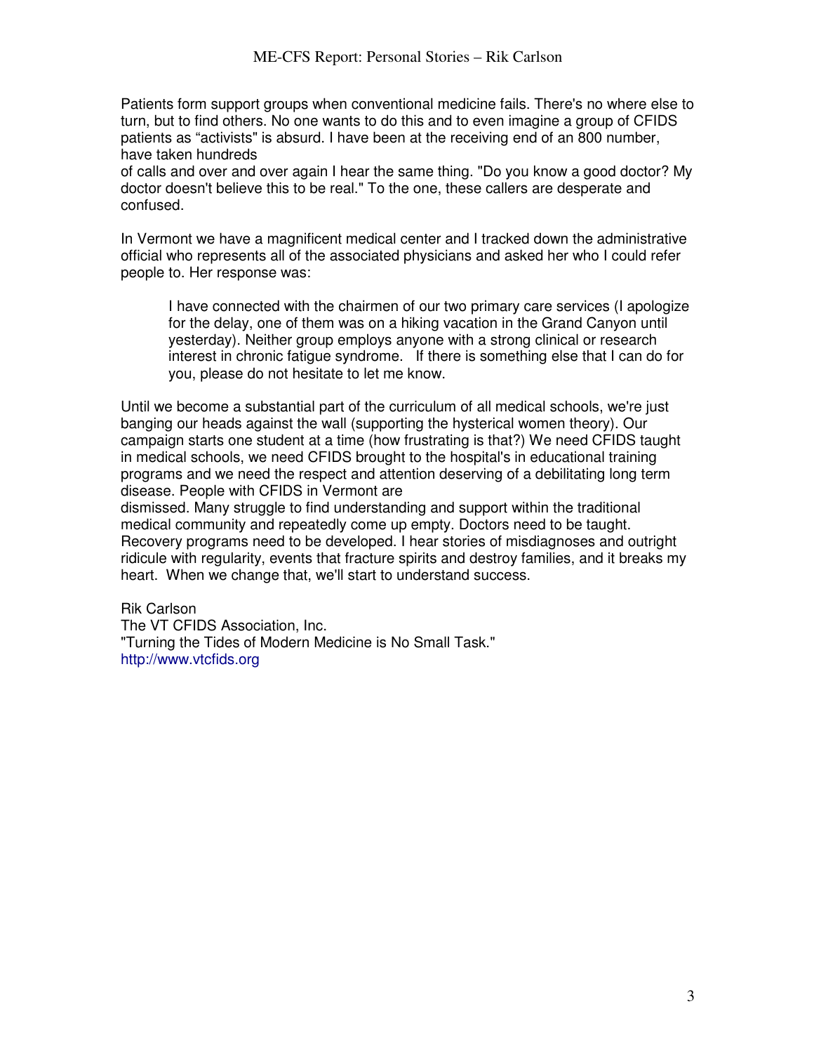Patients form support groups when conventional medicine fails. There's no where else to turn, but to find others. No one wants to do this and to even imagine a group of CFIDS patients as "activists" is absurd. I have been at the receiving end of an 800 number, have taken hundreds of calls and over and over again I hear the same thing. "Do you know a good doctor? My doctor doesn't believe this to be real." To the one, these callers are desperate and confused.

In Vermont we have a magnificent medical center and I tracked down the administrative official who represents all of the associated physicians and asked her who I could refer people to. Her response was:

> I have connected with the chairmen of our two primary care services (I apologize for the delay, one of them was on a hiking vacation in the Grand Canyon until yesterday). Neither group employs anyone with a strong clinical or research interest in chronic fatigue syndrome. If there is something else that I can do for you, please do not hesitate to let me know.

Until we become a substantial part of the curriculum of all medical schools, we're just banging our heads against the wall (supporting the hysterical women theory). Our campaign starts one student at a time (how frustrating is that?) We need CFIDS taught in medical schools, we need CFIDS brought to the hospital's in educational training programs and we need the respect and attention deserving of a debilitating long term disease. People with CFIDS in Vermont are dismissed. Many struggle to find understanding and support within the traditional medical community and repeatedly come up empty. Doctors need to be taught. Recovery programs need to be developed. I hear stories of misdiagnoses and outright ridicule with regularity, events that fracture spirits and destroy families, and it breaks my heart. When we change that, we'll start to understand success.

Rik Carlson
The VT CFIDS Association, Inc.
"Turning the Tides of Modern Medicine is No Small Task."
http://www.vtcfids.org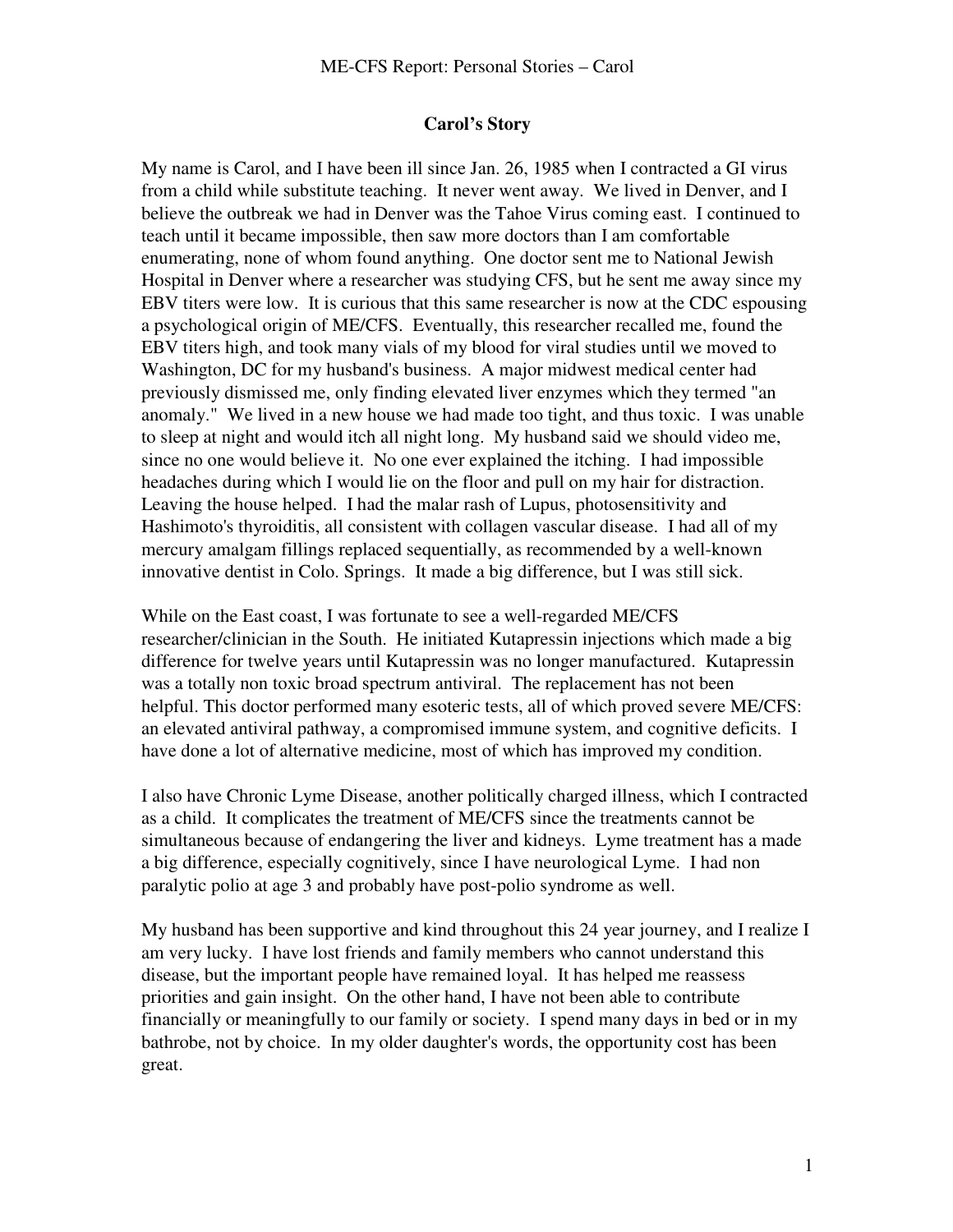## Carol's Story

My name is Carol, and I have been ill since Jan. 26, 1985 when I contracted a GI virus from a child while substitute teaching. It never went away. We lived in Denver, and I believe the outbreak we had in Denver was the Tahoe Virus coming east. I continued to teach until it became impossible, then saw more doctors than I am comfortable enumerating, none of whom found anything. One doctor sent me to National Jewish Hospital in Denver where a researcher was studying CFS, but he sent me away since my EBV titers were low. It is curious that this same researcher is now at the CDC espousing a psychological origin of ME/CFS. Eventually, this researcher recalled me, found the EBV titers high, and took many vials of my blood for viral studies until we moved to Washington, DC for my husband's business. A major midwest medical center had previously dismissed me, only finding elevated liver enzymes which they termed "an anomaly." We lived in a new house we had made too tight, and thus toxic. I was unable to sleep at night and would itch all night long. My husband said we should video me, since no one would believe it. No one ever explained the itching. I had impossible headaches during which I would lie on the floor and pull on my hair for distraction. Leaving the house helped. I had the malar rash of Lupus, photosensitivity and Hashimoto's thyroiditis, all consistent with collagen vascular disease. I had all of my mercury amalgam fillings replaced sequentially, as recommended by a well-known innovative dentist in Colo. Springs. It made a big difference, but I was still sick.

While on the East coast, I was fortunate to see a well-regarded ME/CFS researcher/clinician in the South. He initiated Kutapressin injections which made a big difference for twelve years until Kutapressin was no longer manufactured. Kutapressin was a totally non toxic broad spectrum antiviral. The replacement has not been helpful. This doctor performed many esoteric tests, all of which proved severe ME/CFS: an elevated antiviral pathway, a compromised immune system, and cognitive deficits. I have done a lot of alternative medicine, most of which has improved my condition.

I also have Chronic Lyme Disease, another politically charged illness, which I contracted as a child. It complicates the treatment of ME/CFS since the treatments cannot be simultaneous because of endangering the liver and kidneys. Lyme treatment has a made a big difference, especially cognitively, since I have neurological Lyme. I had non paralytic polio at age 3 and probably have post-polio syndrome as well.

My husband has been supportive and kind throughout this 24 year journey, and I realize I am very lucky. I have lost friends and family members who cannot understand this disease, but the important people have remained loyal. It has helped me reassess priorities and gain insight. On the other hand, I have not been able to contribute financially or meaningfully to our family or society. I spend many days in bed or in my bathrobe, not by choice. In my older daughter's words, the opportunity cost has been great.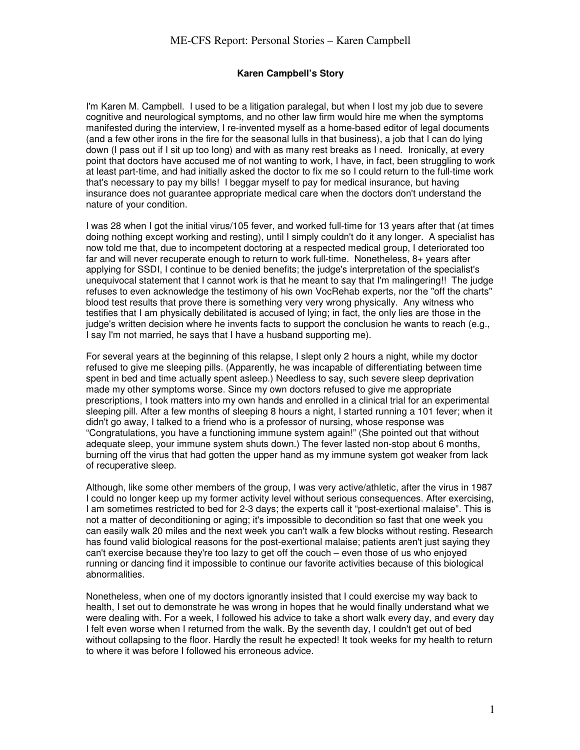### Karen Campbell's Story

I'm Karen M. Campbell. I used to be a litigation paralegal, but when I lost my job due to severe cognitive and neurological symptoms, and no other law firm would hire me when the symptoms manifested during the interview, I re-invented myself as a home-based editor of legal documents (and a few other irons in the fire for the seasonal lulls in that business), a job that I can do lying down (I pass out if I sit up too long) and with as many rest breaks as I need. Ironically, at every point that doctors have accused me of not wanting to work, I have, in fact, been struggling to work at least part-time, and had initially asked the doctor to fix me so I could return to the full-time work that's necessary to pay my bills! I beggar myself to pay for medical insurance, but having insurance does not guarantee appropriate medical care when the doctors don't understand the nature of your condition.

I was 28 when I got the initial virus/105 fever, and worked full-time for 13 years after that (at times doing nothing except working and resting), until I simply couldn't do it any longer. A specialist has now told me that, due to incompetent doctoring at a respected medical group, I deteriorated too far and will never recuperate enough to return to work full-time. Nonetheless, 8+ years after applying for SSDI, I continue to be denied benefits; the judge's interpretation of the specialist's unequivocal statement that I cannot work is that he meant to say that I'm malingering!! The judge refuses to even acknowledge the testimony of his own VocRehab experts, nor the "off the charts" blood test results that prove there is something very very wrong physically. Any witness who testifies that I am physically debilitated is accused of lying; in fact, the only lies are those in the judge's written decision where he invents facts to support the conclusion he wants to reach (e.g., I say I'm not married, he says that I have a husband supporting me).

For several years at the beginning of this relapse, I slept only 2 hours a night, while my doctor refused to give me sleeping pills. (Apparently, he was incapable of differentiating between time spent in bed and time actually spent asleep.) Needless to say, such severe sleep deprivation made my other symptoms worse. Since my own doctors refused to give me appropriate prescriptions, I took matters into my own hands and enrolled in a clinical trial for an experimental sleeping pill. After a few months of sleeping 8 hours a night, I started running a 101 fever; when it didn't go away, I talked to a friend who is a professor of nursing, whose response was "Congratulations, you have a functioning immune system again!" (She pointed out that without adequate sleep, your immune system shuts down.) The fever lasted non-stop about 6 months, burning off the virus that had gotten the upper hand as my immune system got weaker from lack of recuperative sleep.

Although, like some other members of the group, I was very active/athletic, after the virus in 1987 I could no longer keep up my former activity level without serious consequences. After exercising, I am sometimes restricted to bed for 2-3 days; the experts call it "post-exertional malaise". This is not a matter of deconditioning or aging; it's impossible to decondition so fast that one week you can easily walk 20 miles and the next week you can't walk a few blocks without resting. Research has found valid biological reasons for the post-exertional malaise; patients aren't just saying they can't exercise because they're too lazy to get off the couch – even those of us who enjoyed running or dancing find it impossible to continue our favorite activities because of this biological abnormalities.

Nonetheless, when one of my doctors ignorantly insisted that I could exercise my way back to health, I set out to demonstrate he was wrong in hopes that he would finally understand what we were dealing with. For a week, I followed his advice to take a short walk every day, and every day I felt even worse when I returned from the walk. By the seventh day, I couldn't get out of bed without collapsing to the floor. Hardly the result he expected! It took weeks for my health to return to where it was before I followed his erroneous advice.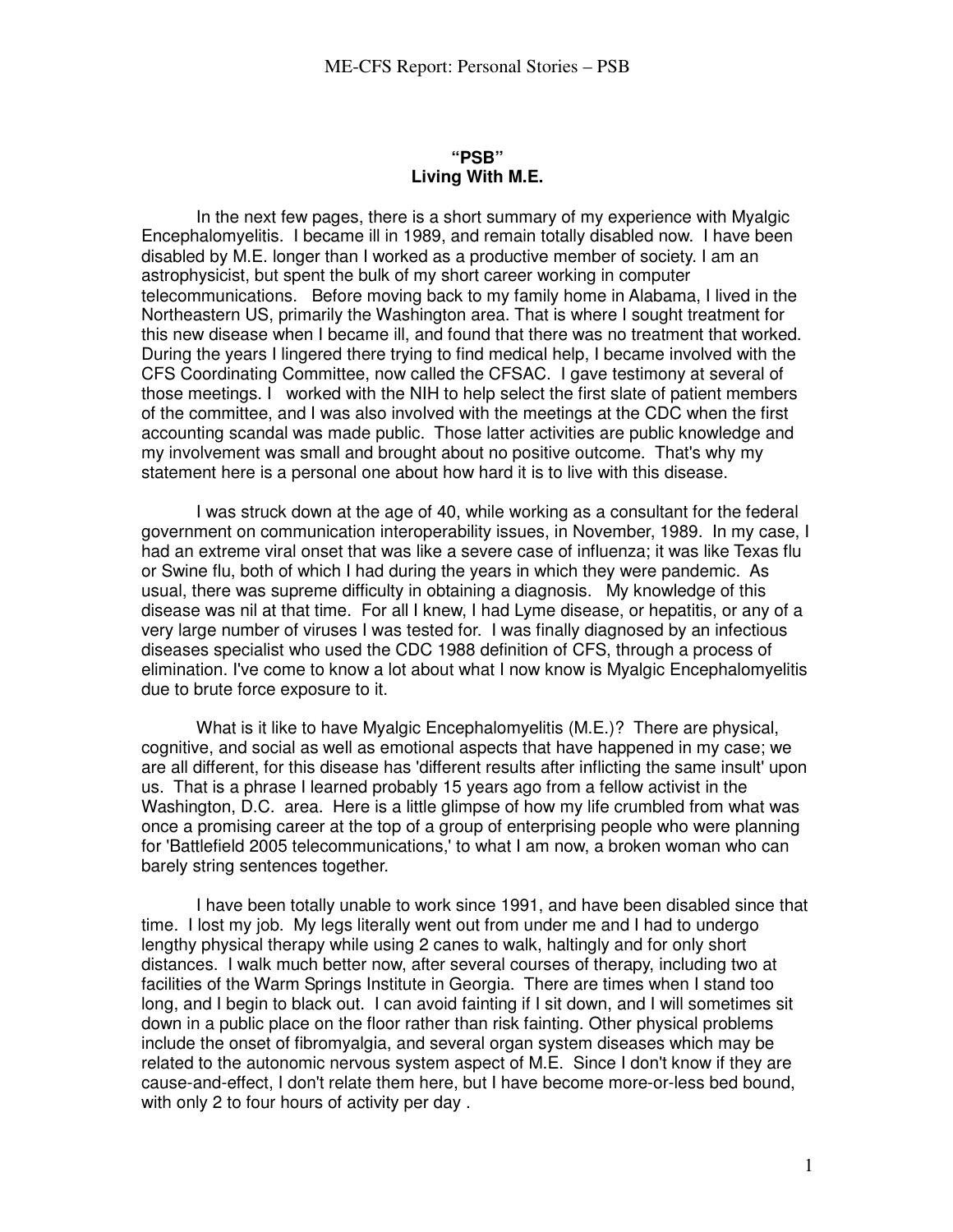**"PSB"**
**Living With M.E.**

In the next few pages, there is a short summary of my experience with Myalgic Encephalomyelitis. I became ill in 1989, and remain totally disabled now. I have been disabled by M.E. longer than I worked as a productive member of society. I am an astrophysicist, but spent the bulk of my short career working in computer telecommunications. Before moving back to my family home in Alabama, I lived in the Northeastern US, primarily the Washington area. That is where I sought treatment for this new disease when I became ill, and found that there was no treatment that worked. During the years I lingered there trying to find medical help, I became involved with the CFS Coordinating Committee, now called the CFSAC. I gave testimony at several of those meetings. I worked with the NIH to help select the first slate of patient members of the committee, and I was also involved with the meetings at the CDC when the first accounting scandal was made public. Those latter activities are public knowledge and my involvement was small and brought about no positive outcome. That's why my statement here is a personal one about how hard it is to live with this disease.

I was struck down at the age of 40, while working as a consultant for the federal government on communication interoperability issues, in November, 1989. In my case, I had an extreme viral onset that was like a severe case of influenza; it was like Texas flu or Swine flu, both of which I had during the years in which they were pandemic. As usual, there was supreme difficulty in obtaining a diagnosis. My knowledge of this disease was nil at that time. For all I knew, I had Lyme disease, or hepatitis, or any of a very large number of viruses I was tested for. I was finally diagnosed by an infectious diseases specialist who used the CDC 1988 definition of CFS, through a process of elimination. I've come to know a lot about what I now know is Myalgic Encephalomyelitis due to brute force exposure to it.

What is it like to have Myalgic Encephalomyelitis (M.E.)? There are physical, cognitive, and social as well as emotional aspects that have happened in my case; we are all different, for this disease has 'different results after inflicting the same insult' upon us. That is a phrase I learned probably 15 years ago from a fellow activist in the Washington, D.C. area. Here is a little glimpse of how my life crumbled from what was once a promising career at the top of a group of enterprising people who were planning for 'Battlefield 2005 telecommunications,' to what I am now, a broken woman who can barely string sentences together.

I have been totally unable to work since 1991, and have been disabled since that time. I lost my job. My legs literally went out from under me and I had to undergo lengthy physical therapy while using 2 canes to walk, haltingly and for only short distances. I walk much better now, after several courses of therapy, including two at facilities of the Warm Springs Institute in Georgia. There are times when I stand too long, and I begin to black out. I can avoid fainting if I sit down, and I will sometimes sit down in a public place on the floor rather than risk fainting. Other physical problems include the onset of fibromyalgia, and several organ system diseases which may be related to the autonomic nervous system aspect of M.E. Since I don't know if they are cause-and-effect, I don't relate them here, but I have become more-or-less bed bound, with only 2 to four hours of activity per day .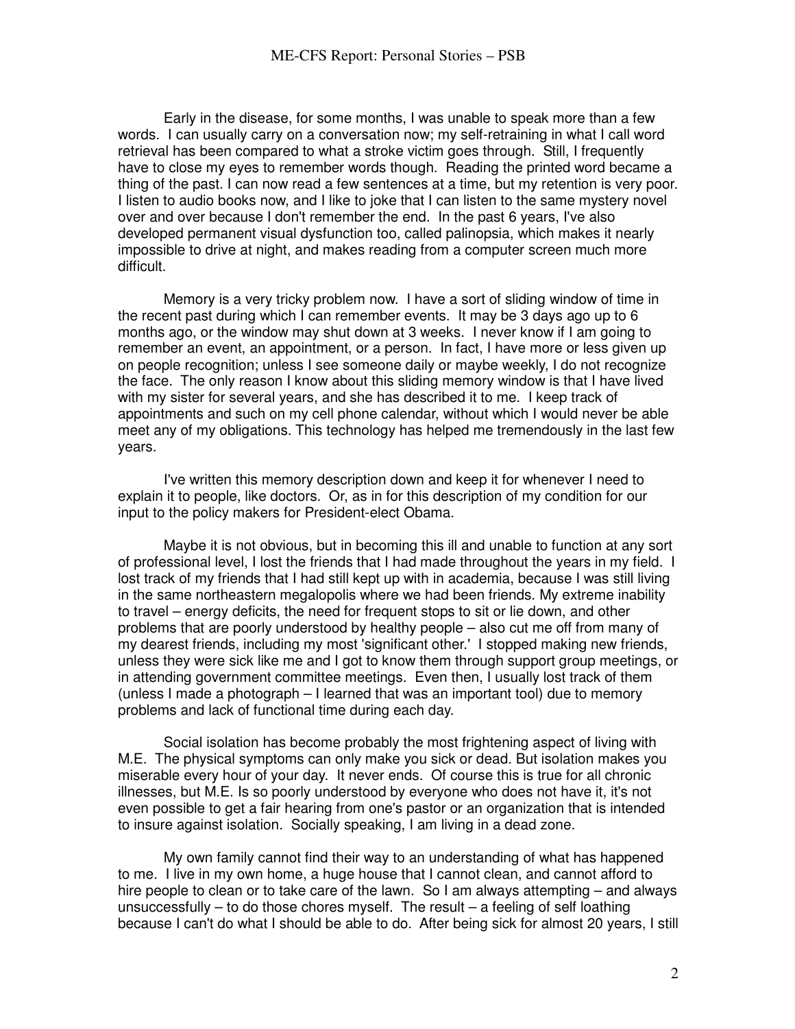Early in the disease, for some months, I was unable to speak more than a few words. I can usually carry on a conversation now; my self-retraining in what I call word retrieval has been compared to what a stroke victim goes through. Still, I frequently have to close my eyes to remember words though. Reading the printed word became a thing of the past. I can now read a few sentences at a time, but my retention is very poor. I listen to audio books now, and I like to joke that I can listen to the same mystery novel over and over because I don't remember the end. In the past 6 years, I've also developed permanent visual dysfunction too, called palinopsia, which makes it nearly impossible to drive at night, and makes reading from a computer screen much more difficult.

Memory is a very tricky problem now. I have a sort of sliding window of time in the recent past during which I can remember events. It may be 3 days ago up to 6 months ago, or the window may shut down at 3 weeks. I never know if I am going to remember an event, an appointment, or a person. In fact, I have more or less given up on people recognition; unless I see someone daily or maybe weekly, I do not recognize the face. The only reason I know about this sliding memory window is that I have lived with my sister for several years, and she has described it to me. I keep track of appointments and such on my cell phone calendar, without which I would never be able meet any of my obligations. This technology has helped me tremendously in the last few years.

I've written this memory description down and keep it for whenever I need to explain it to people, like doctors. Or, as in for this description of my condition for our input to the policy makers for President-elect Obama.

Maybe it is not obvious, but in becoming this ill and unable to function at any sort of professional level, I lost the friends that I had made throughout the years in my field. I lost track of my friends that I had still kept up with in academia, because I was still living in the same northeastern megalopolis where we had been friends. My extreme inability to travel – energy deficits, the need for frequent stops to sit or lie down, and other problems that are poorly understood by healthy people – also cut me off from many of my dearest friends, including my most 'significant other.' I stopped making new friends, unless they were sick like me and I got to know them through support group meetings, or in attending government committee meetings. Even then, I usually lost track of them (unless I made a photograph – I learned that was an important tool) due to memory problems and lack of functional time during each day.

Social isolation has become probably the most frightening aspect of living with M.E. The physical symptoms can only make you sick or dead. But isolation makes you miserable every hour of your day. It never ends. Of course this is true for all chronic illnesses, but M.E. Is so poorly understood by everyone who does not have it, it's not even possible to get a fair hearing from one's pastor or an organization that is intended to insure against isolation. Socially speaking, I am living in a dead zone.

My own family cannot find their way to an understanding of what has happened to me. I live in my own home, a huge house that I cannot clean, and cannot afford to hire people to clean or to take care of the lawn. So I am always attempting – and always unsuccessfully – to do those chores myself. The result – a feeling of self loathing because I can't do what I should be able to do. After being sick for almost 20 years, I still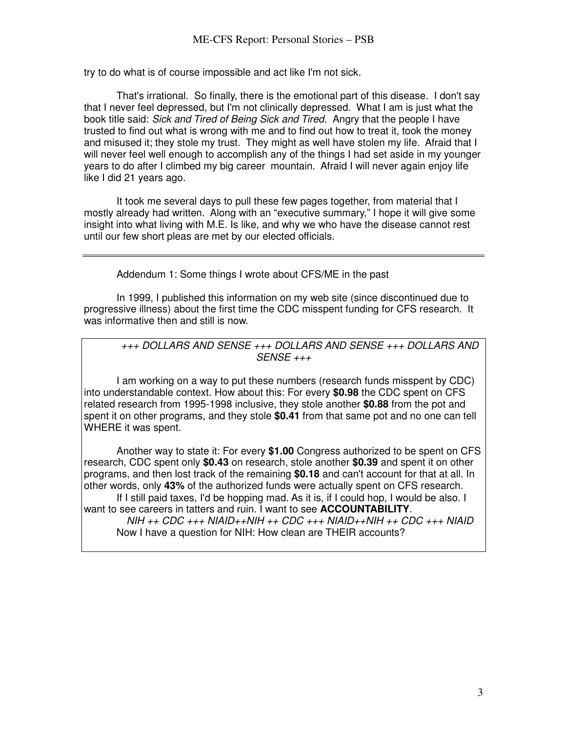try to do what is of course impossible and act like I'm not sick.

That's irrational. So finally, there is the emotional part of this disease. I don't say that I never feel depressed, but I'm not clinically depressed. What I am is just what the book title said: *Sick and Tired of Being Sick and Tired*. Angry that the people I have trusted to find out what is wrong with me and to find out how to treat it, took the money and misused it; they stole my trust. They might as well have stolen my life. Afraid that I will never feel well enough to accomplish any of the things I had set aside in my younger years to do after I climbed my big career mountain. Afraid I will never again enjoy life like I did 21 years ago.

It took me several days to pull these few pages together, from material that I mostly already had written. Along with an "executive summary," I hope it will give some insight into what living with M.E. Is like, and why we who have the disease cannot rest until our few short pleas are met by our elected officials.

---

Addendum 1: Some things I wrote about CFS/ME in the past

In 1999, I published this information on my web site (since discontinued due to progressive illness) about the first time the CDC misspent funding for CFS research. It was informative then and still is now.

*+++ DOLLARS AND SENSE +++ DOLLARS AND SENSE +++ DOLLARS AND SENSE +++*

I am working on a way to put these numbers (research funds misspent by CDC) into understandable context. How about this: For every **$0.98** the CDC spent on CFS related research from 1995-1998 inclusive, they stole another **$0.88** from the pot and spent it on other programs, and they stole **$0.41** from that same pot and no one can tell WHERE it was spent.

Another way to state it: For every **$1.00** Congress authorized to be spent on CFS research, CDC spent only **$0.43** on research, stole another **$0.39** and spent it on other programs, and then lost track of the remaining **$0.18** and can't account for that at all. In other words, only **43%** of the authorized funds were actually spent on CFS research.

If I still paid taxes, I'd be hopping mad. As it is, if I could hop, I would be also. I want to see careers in tatters and ruin. I want to see **ACCOUNTABILITY**.

*NIH ++ CDC +++ NIAID++NIH ++ CDC +++ NIAID++NIH ++ CDC +++ NIAID*

Now I have a question for NIH: How clean are THEIR accounts?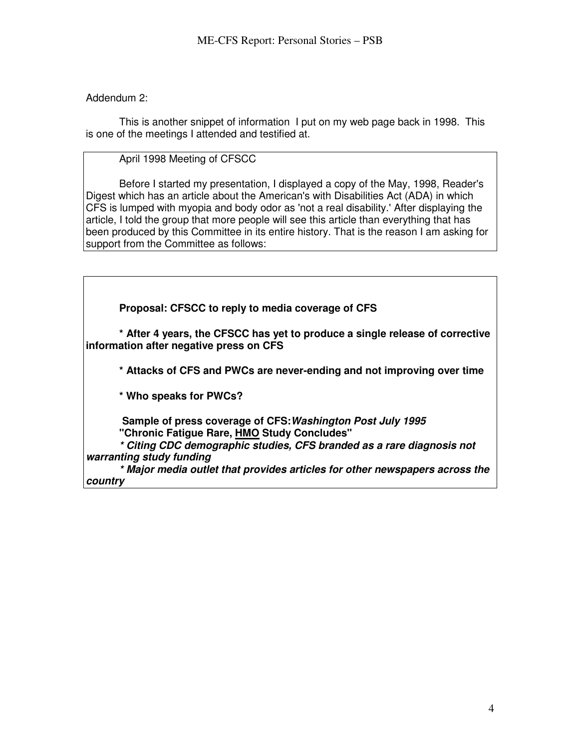Addendum 2:

This is another snippet of information I put on my web page back in 1998. This is one of the meetings I attended and testified at.

April 1998 Meeting of CFSCC

Before I started my presentation, I displayed a copy of the May, 1998, Reader's Digest which has an article about the American's with Disabilities Act (ADA) in which CFS is lumped with myopia and body odor as 'not a real disability.' After displaying the article, I told the group that more people will see this article than everything that has been produced by this Committee in its entire history. That is the reason I am asking for support from the Committee as follows:

**Proposal: CFSCC to reply to media coverage of CFS**

**\* After 4 years, the CFSCC has yet to produce a single release of corrective information after negative press on CFS**

**\* Attacks of CFS and PWCs are never-ending and not improving over time**

**\* Who speaks for PWCs?**

**Sample of press coverage of CFS:** ***Washington Post July 1995***
**"Chronic Fatigue Rare, <u>HMO</u> Study Concludes"**
***\* Citing CDC demographic studies, CFS branded as a rare diagnosis not warranting study funding***
***\* Major media outlet that provides articles for other newspapers across the country***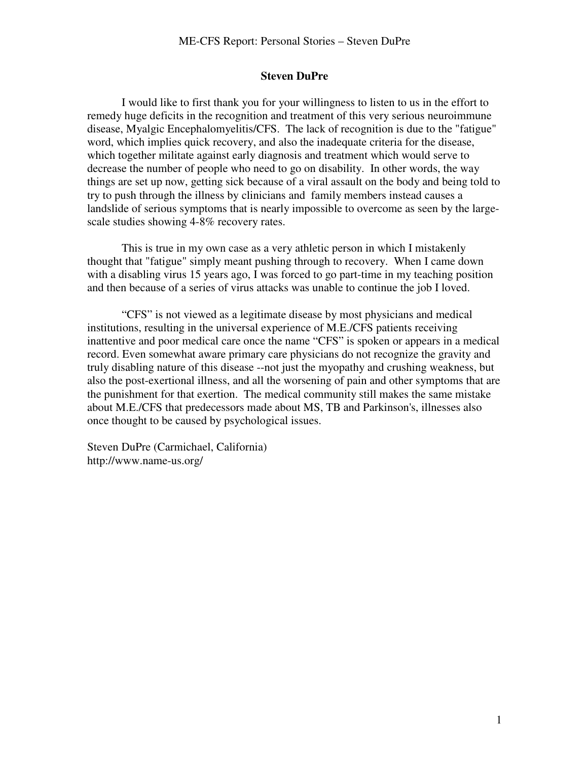## Steven DuPre

I would like to first thank you for your willingness to listen to us in the effort to remedy huge deficits in the recognition and treatment of this very serious neuroimmune disease, Myalgic Encephalomyelitis/CFS. The lack of recognition is due to the "fatigue" word, which implies quick recovery, and also the inadequate criteria for the disease, which together militate against early diagnosis and treatment which would serve to decrease the number of people who need to go on disability. In other words, the way things are set up now, getting sick because of a viral assault on the body and being told to try to push through the illness by clinicians and family members instead causes a landslide of serious symptoms that is nearly impossible to overcome as seen by the large-scale studies showing 4-8% recovery rates.

This is true in my own case as a very athletic person in which I mistakenly thought that "fatigue" simply meant pushing through to recovery. When I came down with a disabling virus 15 years ago, I was forced to go part-time in my teaching position and then because of a series of virus attacks was unable to continue the job I loved.

"CFS" is not viewed as a legitimate disease by most physicians and medical institutions, resulting in the universal experience of M.E./CFS patients receiving inattentive and poor medical care once the name "CFS" is spoken or appears in a medical record. Even somewhat aware primary care physicians do not recognize the gravity and truly disabling nature of this disease --not just the myopathy and crushing weakness, but also the post-exertional illness, and all the worsening of pain and other symptoms that are the punishment for that exertion. The medical community still makes the same mistake about M.E./CFS that predecessors made about MS, TB and Parkinson's, illnesses also once thought to be caused by psychological issues.

Steven DuPre (Carmichael, California)
http://www.name-us.org/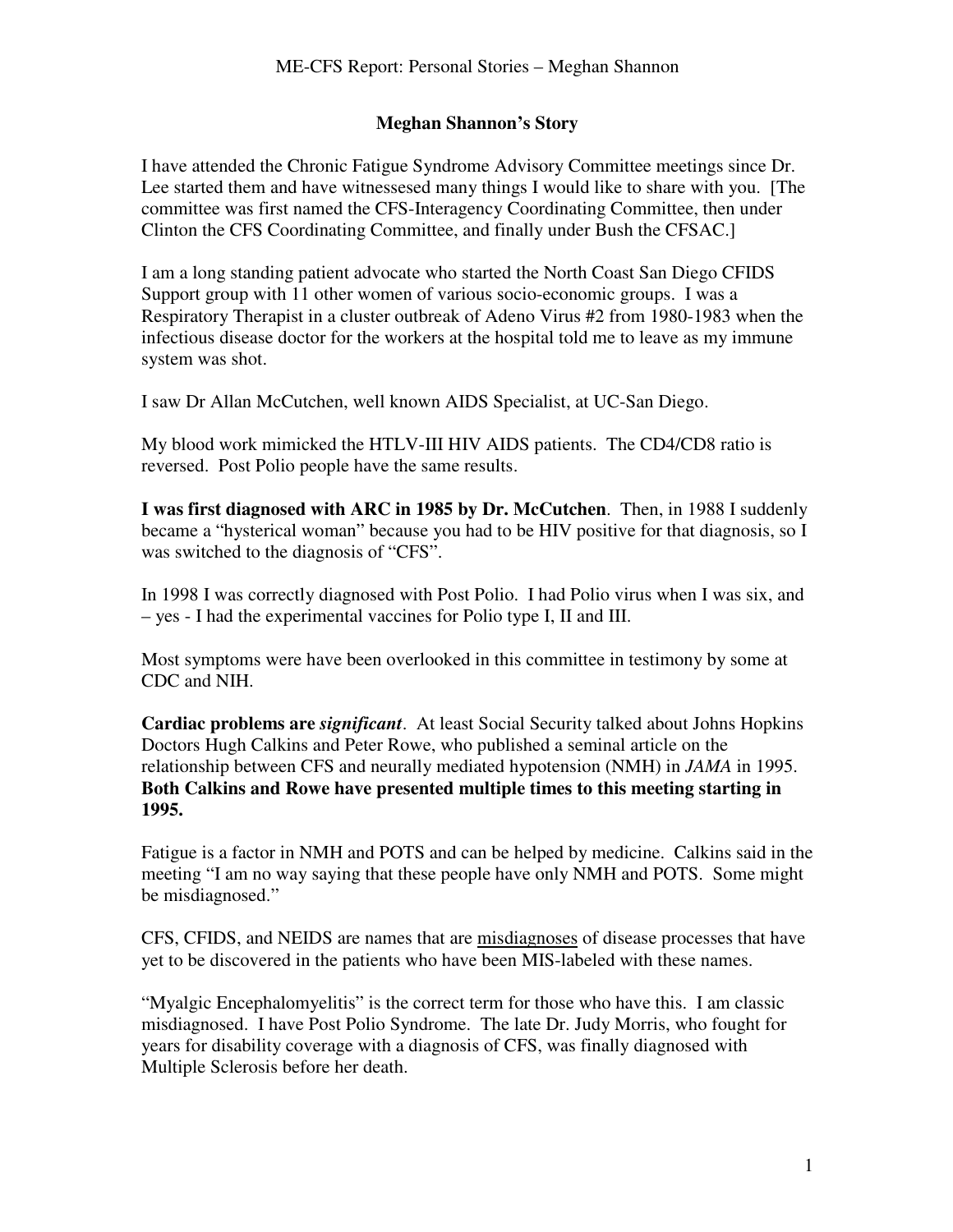## Meghan Shannon's Story

I have attended the Chronic Fatigue Syndrome Advisory Committee meetings since Dr. Lee started them and have witnessesed many things I would like to share with you. [The committee was first named the CFS-Interagency Coordinating Committee, then under Clinton the CFS Coordinating Committee, and finally under Bush the CFSAC.]

I am a long standing patient advocate who started the North Coast San Diego CFIDS Support group with 11 other women of various socio-economic groups. I was a Respiratory Therapist in a cluster outbreak of Adeno Virus #2 from 1980-1983 when the infectious disease doctor for the workers at the hospital told me to leave as my immune system was shot.

I saw Dr Allan McCutchen, well known AIDS Specialist, at UC-San Diego.

My blood work mimicked the HTLV-III HIV AIDS patients. The CD4/CD8 ratio is reversed. Post Polio people have the same results.

**I was first diagnosed with ARC in 1985 by Dr. McCutchen**. Then, in 1988 I suddenly became a "hysterical woman" because you had to be HIV positive for that diagnosis, so I was switched to the diagnosis of "CFS".

In 1998 I was correctly diagnosed with Post Polio. I had Polio virus when I was six, and – yes - I had the experimental vaccines for Polio type I, II and III.

Most symptoms were have been overlooked in this committee in testimony by some at CDC and NIH.

**Cardiac problems are *significant***. At least Social Security talked about Johns Hopkins Doctors Hugh Calkins and Peter Rowe, who published a seminal article on the relationship between CFS and neurally mediated hypotension (NMH) in *JAMA* in 1995. **Both Calkins and Rowe have presented multiple times to this meeting starting in 1995.**

Fatigue is a factor in NMH and POTS and can be helped by medicine. Calkins said in the meeting "I am no way saying that these people have only NMH and POTS. Some might be misdiagnosed."

CFS, CFIDS, and NEIDS are names that are <u>misdiagnoses</u> of disease processes that have yet to be discovered in the patients who have been MIS-labeled with these names.

"Myalgic Encephalomyelitis" is the correct term for those who have this. I am classic misdiagnosed. I have Post Polio Syndrome. The late Dr. Judy Morris, who fought for years for disability coverage with a diagnosis of CFS, was finally diagnosed with Multiple Sclerosis before her death.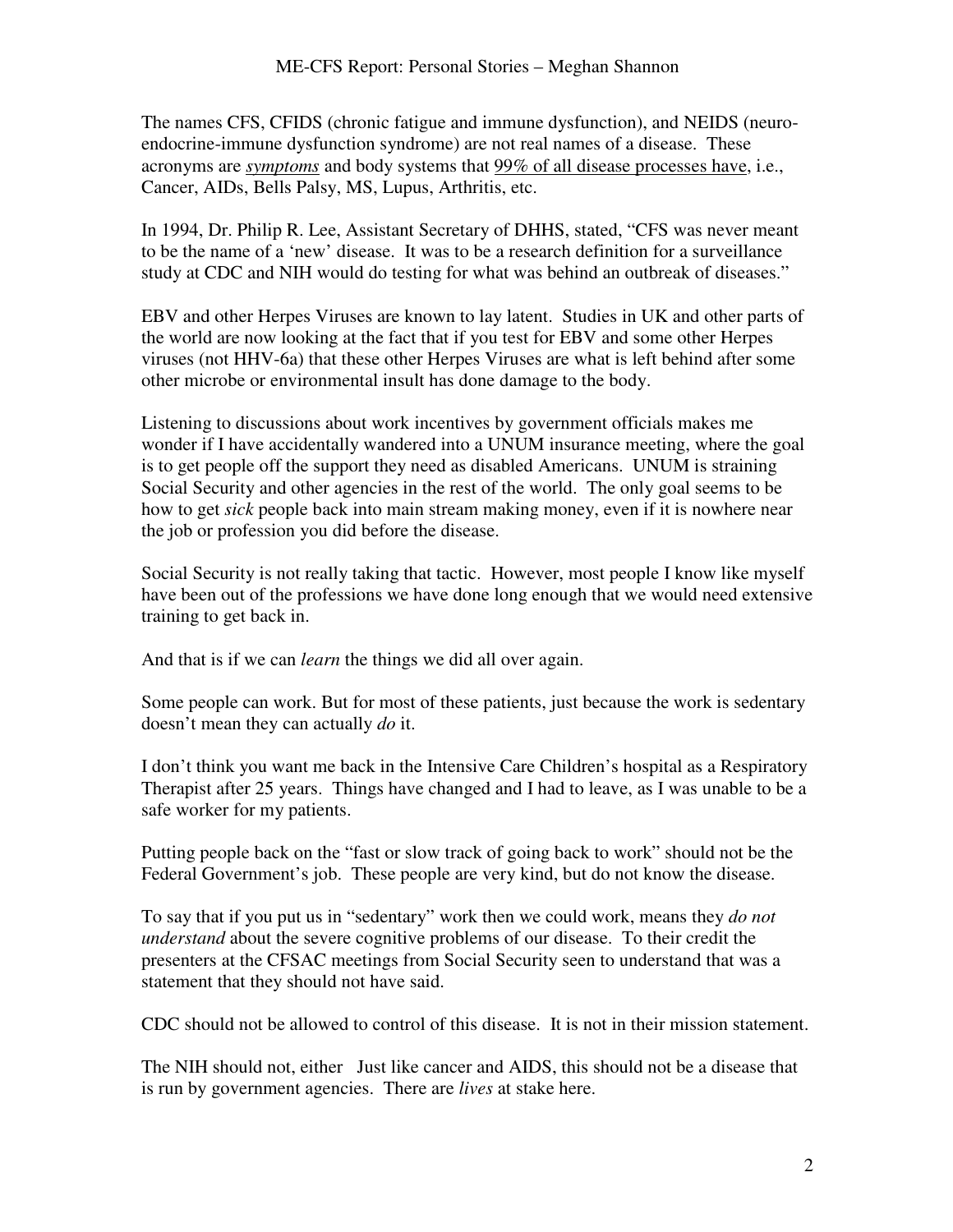The names CFS, CFIDS (chronic fatigue and immune dysfunction), and NEIDS (neuro-endocrine-immune dysfunction syndrome) are not real names of a disease. These acronyms are <u>*symptoms*</u> and body systems that <u>99% of all disease processes have</u>, i.e., Cancer, AIDs, Bells Palsy, MS, Lupus, Arthritis, etc.

In 1994, Dr. Philip R. Lee, Assistant Secretary of DHHS, stated, "CFS was never meant to be the name of a 'new' disease. It was to be a research definition for a surveillance study at CDC and NIH would do testing for what was behind an outbreak of diseases."

EBV and other Herpes Viruses are known to lay latent. Studies in UK and other parts of the world are now looking at the fact that if you test for EBV and some other Herpes viruses (not HHV-6a) that these other Herpes Viruses are what is left behind after some other microbe or environmental insult has done damage to the body.

Listening to discussions about work incentives by government officials makes me wonder if I have accidentally wandered into a UNUM insurance meeting, where the goal is to get people off the support they need as disabled Americans. UNUM is straining Social Security and other agencies in the rest of the world. The only goal seems to be how to get *sick* people back into main stream making money, even if it is nowhere near the job or profession you did before the disease.

Social Security is not really taking that tactic. However, most people I know like myself have been out of the professions we have done long enough that we would need extensive training to get back in.

And that is if we can *learn* the things we did all over again.

Some people can work. But for most of these patients, just because the work is sedentary doesn't mean they can actually *do* it.

I don't think you want me back in the Intensive Care Children's hospital as a Respiratory Therapist after 25 years. Things have changed and I had to leave, as I was unable to be a safe worker for my patients.

Putting people back on the "fast or slow track of going back to work" should not be the Federal Government's job. These people are very kind, but do not know the disease.

To say that if you put us in "sedentary" work then we could work, means they *do not understand* about the severe cognitive problems of our disease. To their credit the presenters at the CFSAC meetings from Social Security seen to understand that was a statement that they should not have said.

CDC should not be allowed to control of this disease. It is not in their mission statement.

The NIH should not, either Just like cancer and AIDS, this should not be a disease that is run by government agencies. There are *lives* at stake here.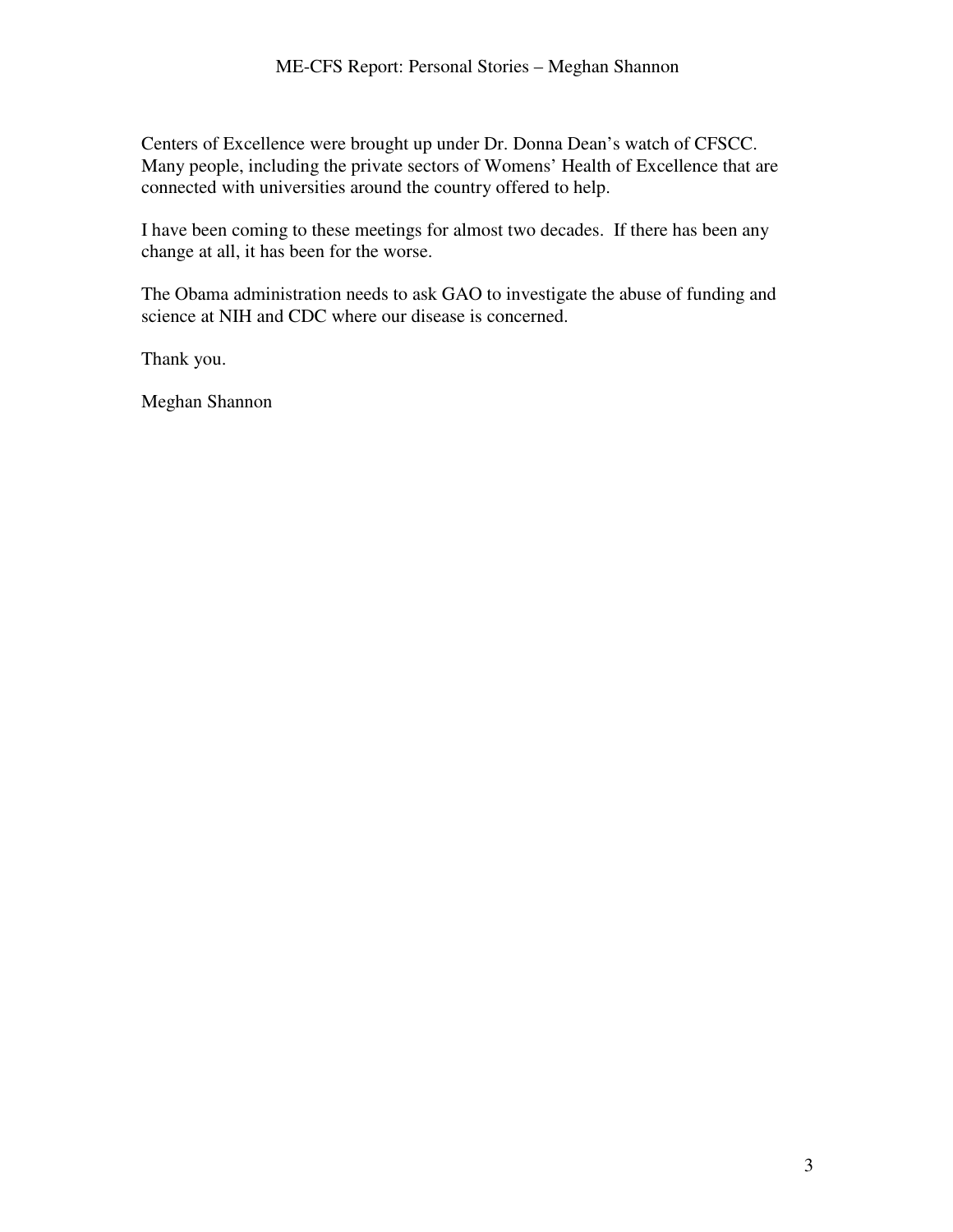Centers of Excellence were brought up under Dr. Donna Dean's watch of CFSCC. Many people, including the private sectors of Womens' Health of Excellence that are connected with universities around the country offered to help.

I have been coming to these meetings for almost two decades. If there has been any change at all, it has been for the worse.

The Obama administration needs to ask GAO to investigate the abuse of funding and science at NIH and CDC where our disease is concerned.

Thank you.

Meghan Shannon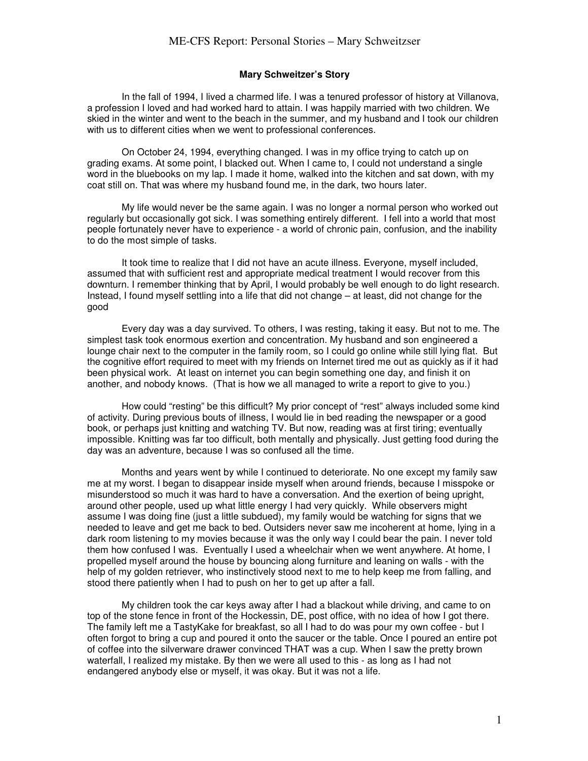**Mary Schweitzer's Story**

In the fall of 1994, I lived a charmed life. I was a tenured professor of history at Villanova, a profession I loved and had worked hard to attain. I was happily married with two children. We skied in the winter and went to the beach in the summer, and my husband and I took our children with us to different cities when we went to professional conferences.

On October 24, 1994, everything changed. I was in my office trying to catch up on grading exams. At some point, I blacked out. When I came to, I could not understand a single word in the bluebooks on my lap. I made it home, walked into the kitchen and sat down, with my coat still on. That was where my husband found me, in the dark, two hours later.

My life would never be the same again. I was no longer a normal person who worked out regularly but occasionally got sick. I was something entirely different. I fell into a world that most people fortunately never have to experience - a world of chronic pain, confusion, and the inability to do the most simple of tasks.

It took time to realize that I did not have an acute illness. Everyone, myself included, assumed that with sufficient rest and appropriate medical treatment I would recover from this downturn. I remember thinking that by April, I would probably be well enough to do light research. Instead, I found myself settling into a life that did not change – at least, did not change for the good

Every day was a day survived. To others, I was resting, taking it easy. But not to me. The simplest task took enormous exertion and concentration. My husband and son engineered a lounge chair next to the computer in the family room, so I could go online while still lying flat. But the cognitive effort required to meet with my friends on Internet tired me out as quickly as if it had been physical work. At least on internet you can begin something one day, and finish it on another, and nobody knows. (That is how we all managed to write a report to give to you.)

How could "resting" be this difficult? My prior concept of "rest" always included some kind of activity. During previous bouts of illness, I would lie in bed reading the newspaper or a good book, or perhaps just knitting and watching TV. But now, reading was at first tiring; eventually impossible. Knitting was far too difficult, both mentally and physically. Just getting food during the day was an adventure, because I was so confused all the time.

Months and years went by while I continued to deteriorate. No one except my family saw me at my worst. I began to disappear inside myself when around friends, because I misspoke or misunderstood so much it was hard to have a conversation. And the exertion of being upright, around other people, used up what little energy I had very quickly. While observers might assume I was doing fine (just a little subdued), my family would be watching for signs that we needed to leave and get me back to bed. Outsiders never saw me incoherent at home, lying in a dark room listening to my movies because it was the only way I could bear the pain. I never told them how confused I was. Eventually I used a wheelchair when we went anywhere. At home, I propelled myself around the house by bouncing along furniture and leaning on walls - with the help of my golden retriever, who instinctively stood next to me to help keep me from falling, and stood there patiently when I had to push on her to get up after a fall.

My children took the car keys away after I had a blackout while driving, and came to on top of the stone fence in front of the Hockessin, DE, post office, with no idea of how I got there. The family left me a TastyKake for breakfast, so all I had to do was pour my own coffee - but I often forgot to bring a cup and poured it onto the saucer or the table. Once I poured an entire pot of coffee into the silverware drawer convinced THAT was a cup. When I saw the pretty brown waterfall, I realized my mistake. By then we were all used to this - as long as I had not endangered anybody else or myself, it was okay. But it was not a life.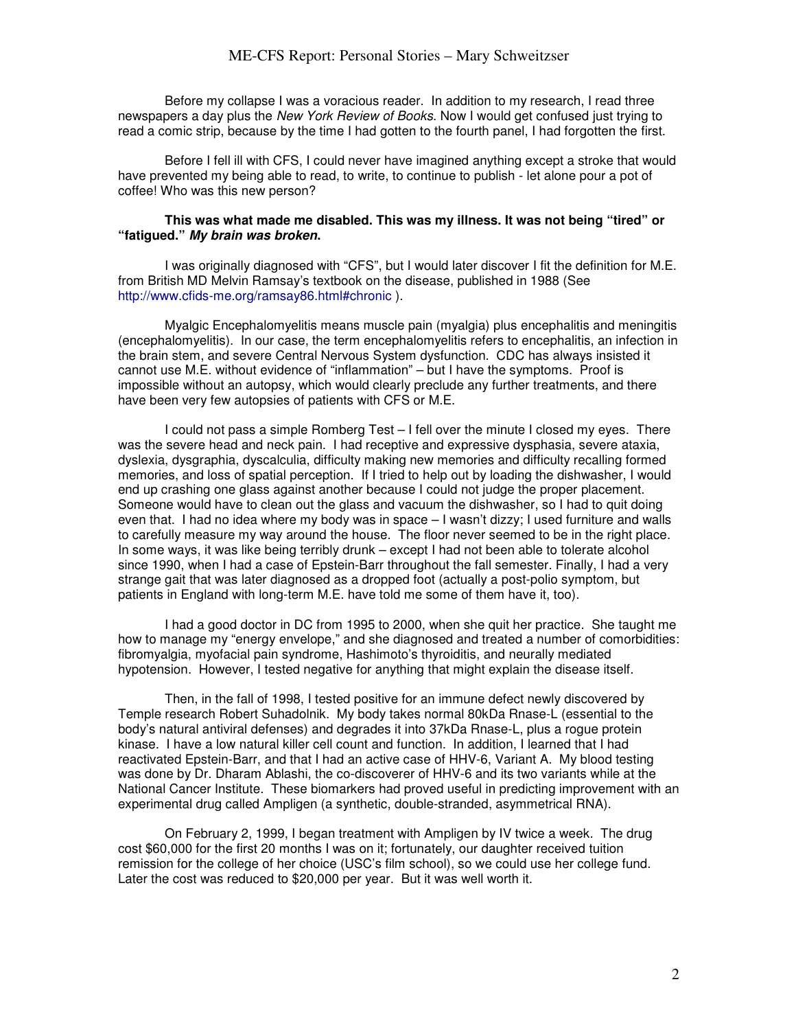Before my collapse I was a voracious reader. In addition to my research, I read three newspapers a day plus the *New York Review of Books*. Now I would get confused just trying to read a comic strip, because by the time I had gotten to the fourth panel, I had forgotten the first.

Before I fell ill with CFS, I could never have imagined anything except a stroke that would have prevented my being able to read, to write, to continue to publish - let alone pour a pot of coffee! Who was this new person?

**This was what made me disabled. This was my illness. It was not being "tired" or "fatigued."** ***My brain was broken.***

I was originally diagnosed with "CFS", but I would later discover I fit the definition for M.E. from British MD Melvin Ramsay's textbook on the disease, published in 1988 (See http://www.cfids-me.org/ramsay86.html#chronic ).

Myalgic Encephalomyelitis means muscle pain (myalgia) plus encephalitis and meningitis (encephalomyelitis). In our case, the term encephalomyelitis refers to encephalitis, an infection in the brain stem, and severe Central Nervous System dysfunction. CDC has always insisted it cannot use M.E. without evidence of "inflammation" – but I have the symptoms. Proof is impossible without an autopsy, which would clearly preclude any further treatments, and there have been very few autopsies of patients with CFS or M.E.

I could not pass a simple Romberg Test – I fell over the minute I closed my eyes. There was the severe head and neck pain. I had receptive and expressive dysphasia, severe ataxia, dyslexia, dysgraphia, dyscalculia, difficulty making new memories and difficulty recalling formed memories, and loss of spatial perception. If I tried to help out by loading the dishwasher, I would end up crashing one glass against another because I could not judge the proper placement. Someone would have to clean out the glass and vacuum the dishwasher, so I had to quit doing even that. I had no idea where my body was in space – I wasn't dizzy; I used furniture and walls to carefully measure my way around the house. The floor never seemed to be in the right place. In some ways, it was like being terribly drunk – except I had not been able to tolerate alcohol since 1990, when I had a case of Epstein-Barr throughout the fall semester. Finally, I had a very strange gait that was later diagnosed as a dropped foot (actually a post-polio symptom, but patients in England with long-term M.E. have told me some of them have it, too).

I had a good doctor in DC from 1995 to 2000, when she quit her practice. She taught me how to manage my "energy envelope," and she diagnosed and treated a number of comorbidities: fibromyalgia, myofacial pain syndrome, Hashimoto's thyroiditis, and neurally mediated hypotension. However, I tested negative for anything that might explain the disease itself.

Then, in the fall of 1998, I tested positive for an immune defect newly discovered by Temple research Robert Suhadolnik. My body takes normal 80kDa Rnase-L (essential to the body's natural antiviral defenses) and degrades it into 37kDa Rnase-L, plus a rogue protein kinase. I have a low natural killer cell count and function. In addition, I learned that I had reactivated Epstein-Barr, and that I had an active case of HHV-6, Variant A. My blood testing was done by Dr. Dharam Ablashi, the co-discoverer of HHV-6 and its two variants while at the National Cancer Institute. These biomarkers had proved useful in predicting improvement with an experimental drug called Ampligen (a synthetic, double-stranded, asymmetrical RNA).

On February 2, 1999, I began treatment with Ampligen by IV twice a week. The drug cost $60,000 for the first 20 months I was on it; fortunately, our daughter received tuition remission for the college of her choice (USC's film school), so we could use her college fund. Later the cost was reduced to $20,000 per year. But it was well worth it.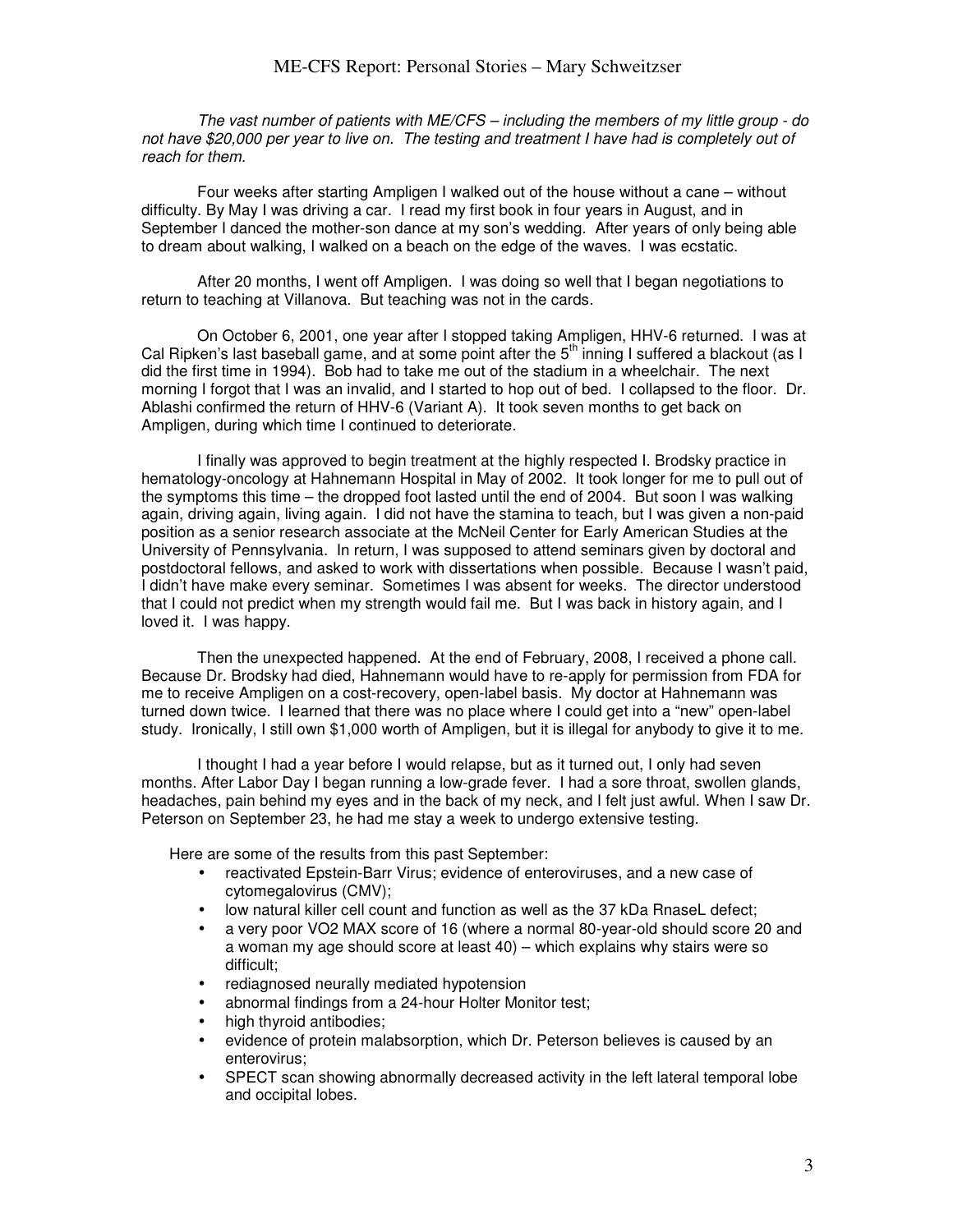*The vast number of patients with ME/CFS – including the members of my little group - do not have $20,000 per year to live on. The testing and treatment I have had is completely out of reach for them.*

Four weeks after starting Ampligen I walked out of the house without a cane – without difficulty. By May I was driving a car. I read my first book in four years in August, and in September I danced the mother-son dance at my son's wedding. After years of only being able to dream about walking, I walked on a beach on the edge of the waves. I was ecstatic.

After 20 months, I went off Ampligen. I was doing so well that I began negotiations to return to teaching at Villanova. But teaching was not in the cards.

On October 6, 2001, one year after I stopped taking Ampligen, HHV-6 returned. I was at Cal Ripken's last baseball game, and at some point after the 5th inning I suffered a blackout (as I did the first time in 1994). Bob had to take me out of the stadium in a wheelchair. The next morning I forgot that I was an invalid, and I started to hop out of bed. I collapsed to the floor. Dr. Ablashi confirmed the return of HHV-6 (Variant A). It took seven months to get back on Ampligen, during which time I continued to deteriorate.

I finally was approved to begin treatment at the highly respected I. Brodsky practice in hematology-oncology at Hahnemann Hospital in May of 2002. It took longer for me to pull out of the symptoms this time – the dropped foot lasted until the end of 2004. But soon I was walking again, driving again, living again. I did not have the stamina to teach, but I was given a non-paid position as a senior research associate at the McNeil Center for Early American Studies at the University of Pennsylvania. In return, I was supposed to attend seminars given by doctoral and postdoctoral fellows, and asked to work with dissertations when possible. Because I wasn't paid, I didn't have make every seminar. Sometimes I was absent for weeks. The director understood that I could not predict when my strength would fail me. But I was back in history again, and I loved it. I was happy.

Then the unexpected happened. At the end of February, 2008, I received a phone call. Because Dr. Brodsky had died, Hahnemann would have to re-apply for permission from FDA for me to receive Ampligen on a cost-recovery, open-label basis. My doctor at Hahnemann was turned down twice. I learned that there was no place where I could get into a "new" open-label study. Ironically, I still own $1,000 worth of Ampligen, but it is illegal for anybody to give it to me.

I thought I had a year before I would relapse, but as it turned out, I only had seven months. After Labor Day I began running a low-grade fever. I had a sore throat, swollen glands, headaches, pain behind my eyes and in the back of my neck, and I felt just awful. When I saw Dr. Peterson on September 23, he had me stay a week to undergo extensive testing.

Here are some of the results from this past September:

- reactivated Epstein-Barr Virus; evidence of enteroviruses, and a new case of cytomegalovirus (CMV);
- low natural killer cell count and function as well as the 37 kDa RnaseL defect;
- a very poor VO2 MAX score of 16 (where a normal 80-year-old should score 20 and a woman my age should score at least 40) – which explains why stairs were so difficult;
- rediagnosed neurally mediated hypotension
- abnormal findings from a 24-hour Holter Monitor test;
- high thyroid antibodies;
- evidence of protein malabsorption, which Dr. Peterson believes is caused by an enterovirus;
- SPECT scan showing abnormally decreased activity in the left lateral temporal lobe and occipital lobes.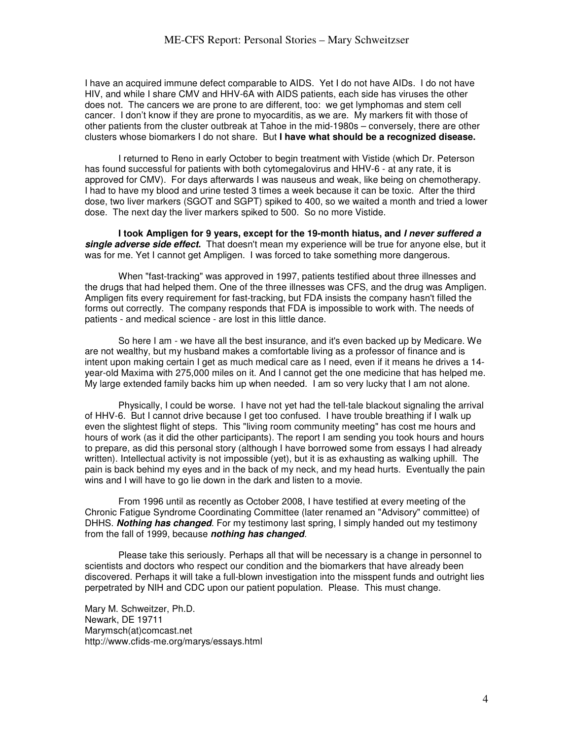I have an acquired immune defect comparable to AIDS. Yet I do not have AIDs. I do not have HIV, and while I share CMV and HHV-6A with AIDS patients, each side has viruses the other does not. The cancers we are prone to are different, too: we get lymphomas and stem cell cancer. I don't know if they are prone to myocarditis, as we are. My markers fit with those of other patients from the cluster outbreak at Tahoe in the mid-1980s – conversely, there are other clusters whose biomarkers I do not share. But **I have what should be a recognized disease.**

I returned to Reno in early October to begin treatment with Vistide (which Dr. Peterson has found successful for patients with both cytomegalovirus and HHV-6 - at any rate, it is approved for CMV). For days afterwards I was nauseus and weak, like being on chemotherapy. I had to have my blood and urine tested 3 times a week because it can be toxic. After the third dose, two liver markers (SGOT and SGPT) spiked to 400, so we waited a month and tried a lower dose. The next day the liver markers spiked to 500. So no more Vistide.

**I took Ampligen for 9 years, except for the 19-month hiatus, and *I never suffered a single adverse side effect.*** That doesn't mean my experience will be true for anyone else, but it was for me. Yet I cannot get Ampligen. I was forced to take something more dangerous.

When "fast-tracking" was approved in 1997, patients testified about three illnesses and the drugs that had helped them. One of the three illnesses was CFS, and the drug was Ampligen. Ampligen fits every requirement for fast-tracking, but FDA insists the company hasn't filled the forms out correctly. The company responds that FDA is impossible to work with. The needs of patients - and medical science - are lost in this little dance.

So here I am - we have all the best insurance, and it's even backed up by Medicare. We are not wealthy, but my husband makes a comfortable living as a professor of finance and is intent upon making certain I get as much medical care as I need, even if it means he drives a 14-year-old Maxima with 275,000 miles on it. And I cannot get the one medicine that has helped me. My large extended family backs him up when needed. I am so very lucky that I am not alone.

Physically, I could be worse. I have not yet had the tell-tale blackout signaling the arrival of HHV-6. But I cannot drive because I get too confused. I have trouble breathing if I walk up even the slightest flight of steps. This "living room community meeting" has cost me hours and hours of work (as it did the other participants). The report I am sending you took hours and hours to prepare, as did this personal story (although I have borrowed some from essays I had already written). Intellectual activity is not impossible (yet), but it is as exhausting as walking uphill. The pain is back behind my eyes and in the back of my neck, and my head hurts. Eventually the pain wins and I will have to go lie down in the dark and listen to a movie.

From 1996 until as recently as October 2008, I have testified at every meeting of the Chronic Fatigue Syndrome Coordinating Committee (later renamed an "Advisory" committee) of DHHS. ***Nothing has changed***. For my testimony last spring, I simply handed out my testimony from the fall of 1999, because ***nothing has changed***.

Please take this seriously. Perhaps all that will be necessary is a change in personnel to scientists and doctors who respect our condition and the biomarkers that have already been discovered. Perhaps it will take a full-blown investigation into the misspent funds and outright lies perpetrated by NIH and CDC upon our patient population. Please. This must change.

Mary M. Schweitzer, Ph.D.
Newark, DE 19711
Marymsch(at)comcast.net
http://www.cfids-me.org/marys/essays.html